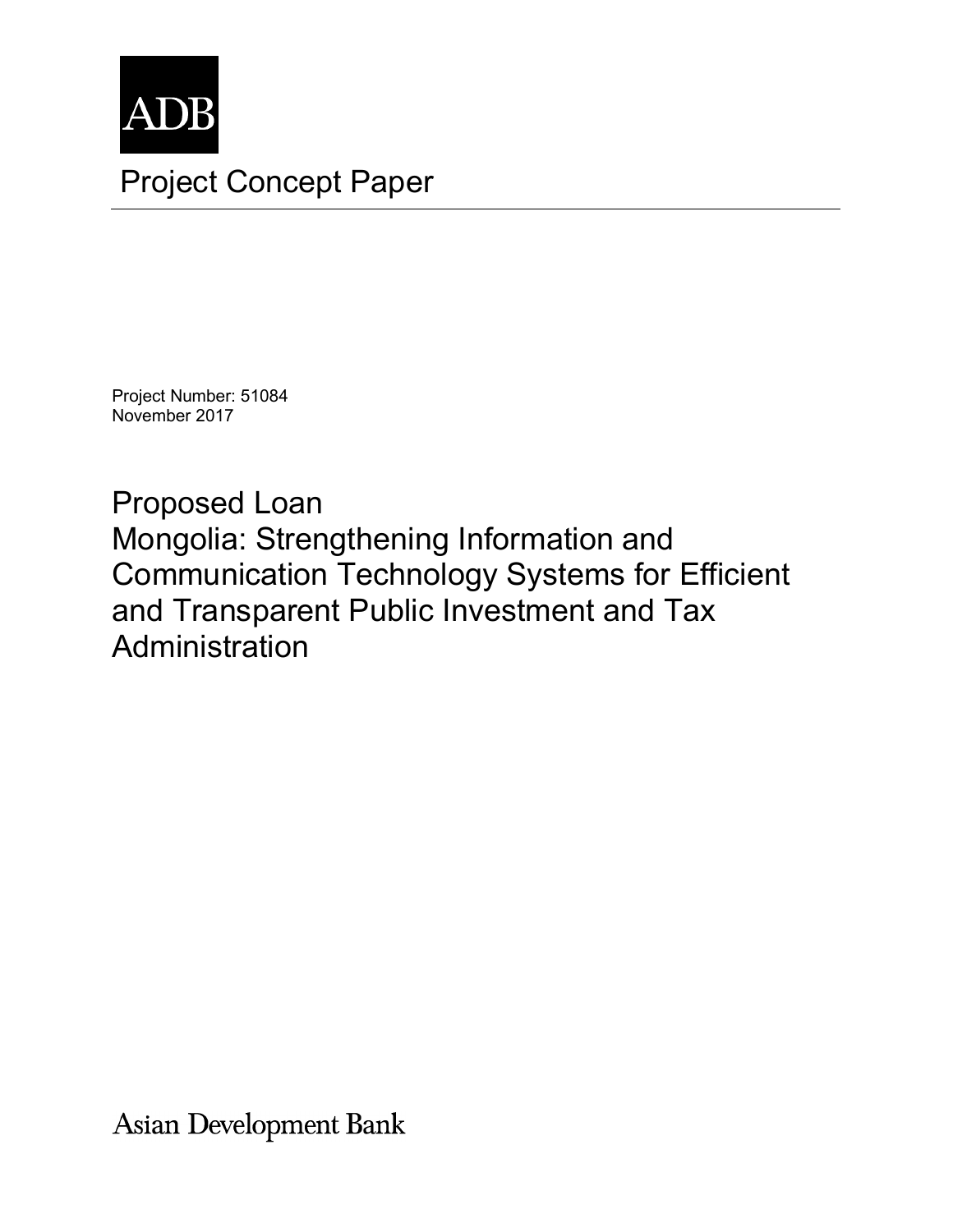ADB

# Project Concept Paper

Project Number: 51084
November 2017

## Proposed Loan
## Mongolia: Strengthening Information and Communication Technology Systems for Efficient and Transparent Public Investment and Tax Administration

Asian Development Bank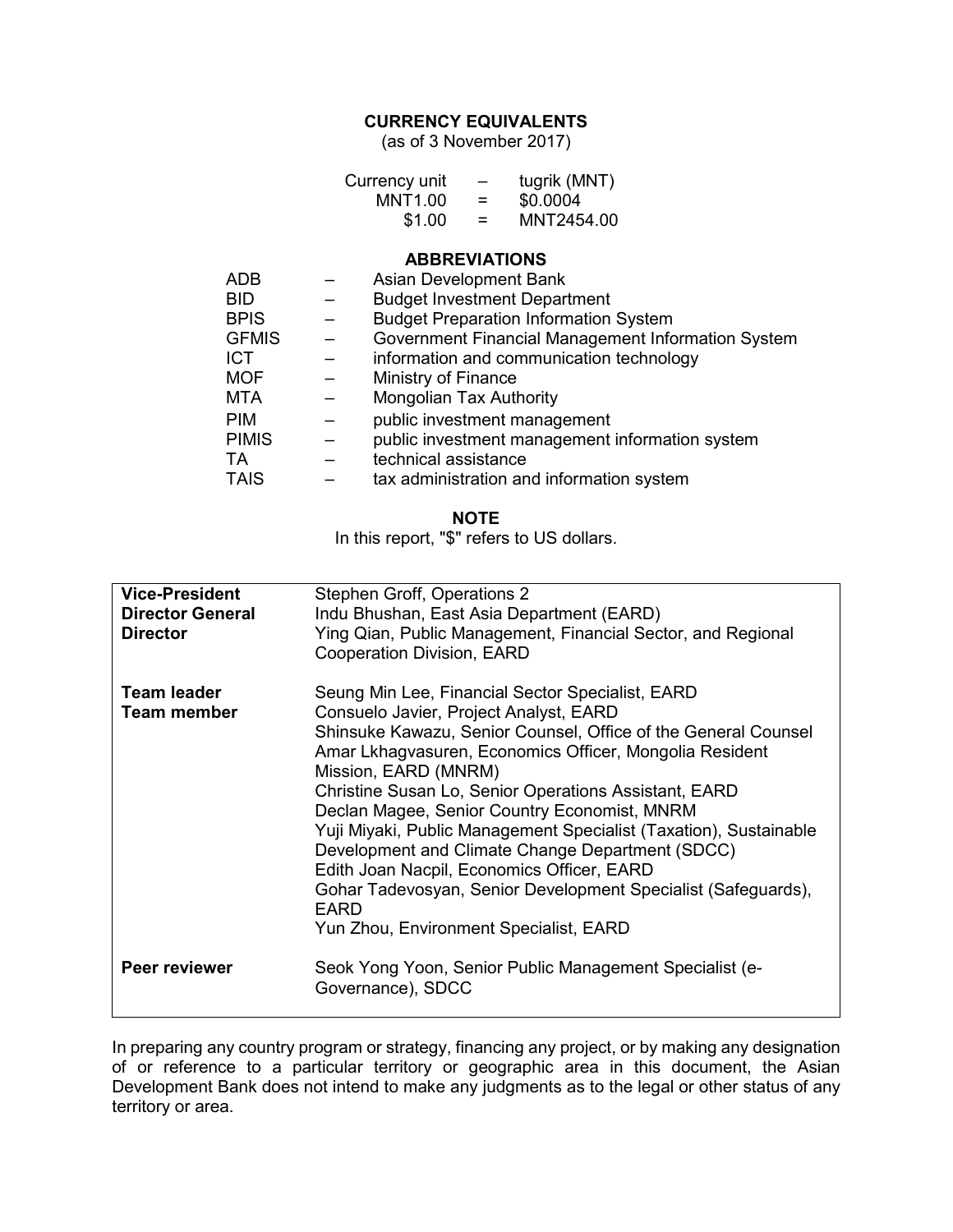## CURRENCY EQUIVALENTS

(as of 3 November 2017)

| | | |
|---|---|---|
| Currency unit | – | tugrik (MNT) |
| MNT1.00 | = | $0.0004 |
| $1.00 | = | MNT2454.00 |

## ABBREVIATIONS

| | | |
|---|---|---|
| ADB | – | Asian Development Bank |
| BID | – | Budget Investment Department |
| BPIS | – | Budget Preparation Information System |
| GFMIS | – | Government Financial Management Information System |
| ICT | – | information and communication technology |
| MOF | – | Ministry of Finance |
| MTA | – | Mongolian Tax Authority |
| PIM | – | public investment management |
| PIMIS | – | public investment management information system |
| TA | – | technical assistance |
| TAIS | – | tax administration and information system |

## NOTE

In this report, "$" refers to US dollars.

| | |
|---|---|
| **Vice-President** | Stephen Groff, Operations 2 |
| **Director General** | Indu Bhushan, East Asia Department (EARD) |
| **Director** | Ying Qian, Public Management, Financial Sector, and Regional Cooperation Division, EARD |
| **Team leader** | Seung Min Lee, Financial Sector Specialist, EARD |
| **Team member** | Consuelo Javier, Project Analyst, EARD<br>Shinsuke Kawazu, Senior Counsel, Office of the General Counsel<br>Amar Lkhagvasuren, Economics Officer, Mongolia Resident Mission, EARD (MNRM)<br>Christine Susan Lo, Senior Operations Assistant, EARD<br>Declan Magee, Senior Country Economist, MNRM<br>Yuji Miyaki, Public Management Specialist (Taxation), Sustainable Development and Climate Change Department (SDCC)<br>Edith Joan Nacpil, Economics Officer, EARD<br>Gohar Tadevosyan, Senior Development Specialist (Safeguards), EARD<br>Yun Zhou, Environment Specialist, EARD |
| **Peer reviewer** | Seok Yong Yoon, Senior Public Management Specialist (e-Governance), SDCC |

In preparing any country program or strategy, financing any project, or by making any designation of or reference to a particular territory or geographic area in this document, the Asian Development Bank does not intend to make any judgments as to the legal or other status of any territory or area.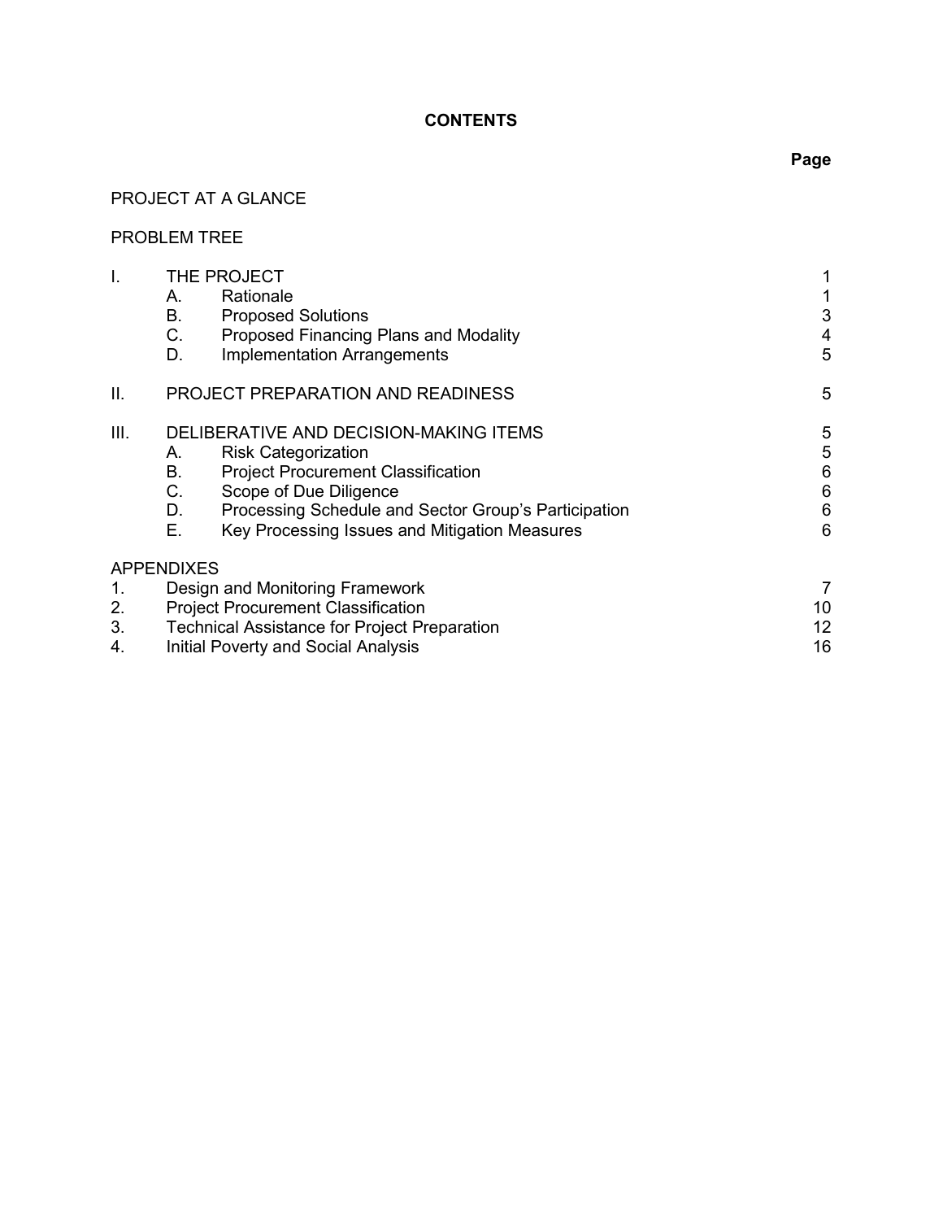# CONTENTS

| | | | Page |
|---|---|---|---|
| PROJECT AT A GLANCE | | | |
| PROBLEM TREE | | | |
| I. | THE PROJECT | | 1 |
| | A. | Rationale | 1 |
| | B. | Proposed Solutions | 3 |
| | C. | Proposed Financing Plans and Modality | 4 |
| | D. | Implementation Arrangements | 5 |
| II. | PROJECT PREPARATION AND READINESS | | 5 |
| III. | DELIBERATIVE AND DECISION-MAKING ITEMS | | 5 |
| | A. | Risk Categorization | 5 |
| | B. | Project Procurement Classification | 6 |
| | C. | Scope of Due Diligence | 6 |
| | D. | Processing Schedule and Sector Group's Participation | 6 |
| | E. | Key Processing Issues and Mitigation Measures | 6 |
| APPENDIXES | | | |
| 1. | Design and Monitoring Framework | | 7 |
| 2. | Project Procurement Classification | | 10 |
| 3. | Technical Assistance for Project Preparation | | 12 |
| 4. | Initial Poverty and Social Analysis | | 16 |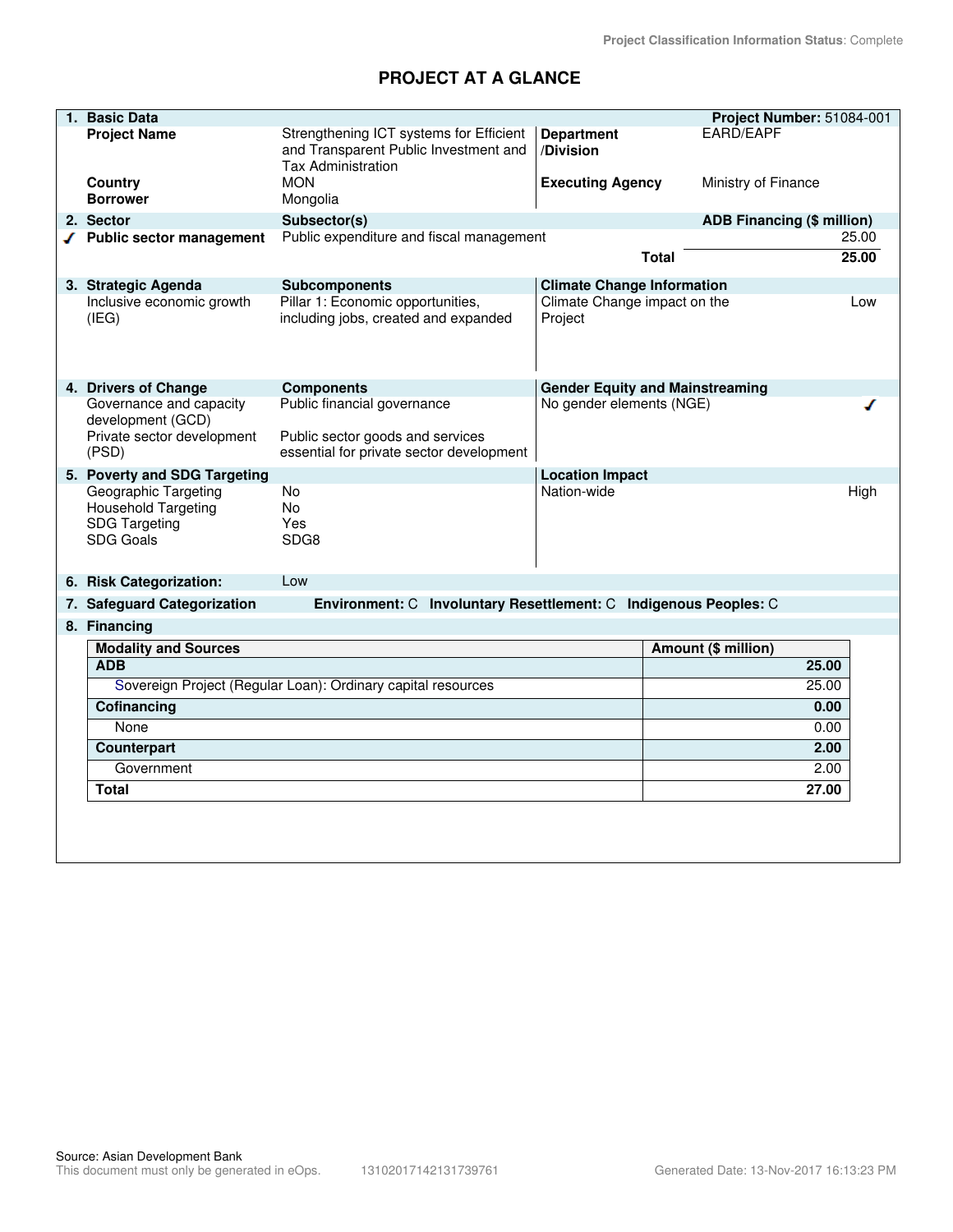Project Classification Information Status: Complete

# PROJECT AT A GLANCE

| 1. Basic Data | | | Project Number: 51084-001 |
|---|---|---|---|
| Project Name | Strengthening ICT systems for Efficient and Transparent Public Investment and Tax Administration | Department /Division | EARD/EAPF |
| Country | MON | Executing Agency | Ministry of Finance |
| Borrower | Mongolia | | |

| 2. Sector | Subsector(s) | ADB Financing ($ million) |
|---|---|---|
| ✓ Public sector management | Public expenditure and fiscal management | 25.00 |
| | Total | 25.00 |

| 3. Strategic Agenda | Subcomponents | Climate Change Information | |
|---|---|---|---|
| Inclusive economic growth (IEG) | Pillar 1: Economic opportunities, including jobs, created and expanded | Climate Change impact on the Project | Low |

| 4. Drivers of Change | Components | Gender Equity and Mainstreaming | |
|---|---|---|---|
| Governance and capacity development (GCD) | Public financial governance | No gender elements (NGE) | ✓ |
| Private sector development (PSD) | Public sector goods and services essential for private sector development | | |

| 5. Poverty and SDG Targeting | | Location Impact | |
|---|---|---|---|
| Geographic Targeting | No | Nation-wide | High |
| Household Targeting | No | | |
| SDG Targeting | Yes | | |
| SDG Goals | SDG8 | | |

**6. Risk Categorization:** Low

**7. Safeguard Categorization** Environment: C Involuntary Resettlement: C Indigenous Peoples: C

**8. Financing**

| Modality and Sources | Amount ($ million) |
|---|---|
| **ADB** | **25.00** |
| Sovereign Project (Regular Loan): Ordinary capital resources | 25.00 |
| **Cofinancing** | **0.00** |
| None | 0.00 |
| **Counterpart** | **2.00** |
| Government | 2.00 |
| **Total** | **27.00** |

Source: Asian Development Bank
This document must only be generated in eOps. 13102017142131739761 Generated Date: 13-Nov-2017 16:13:23 PM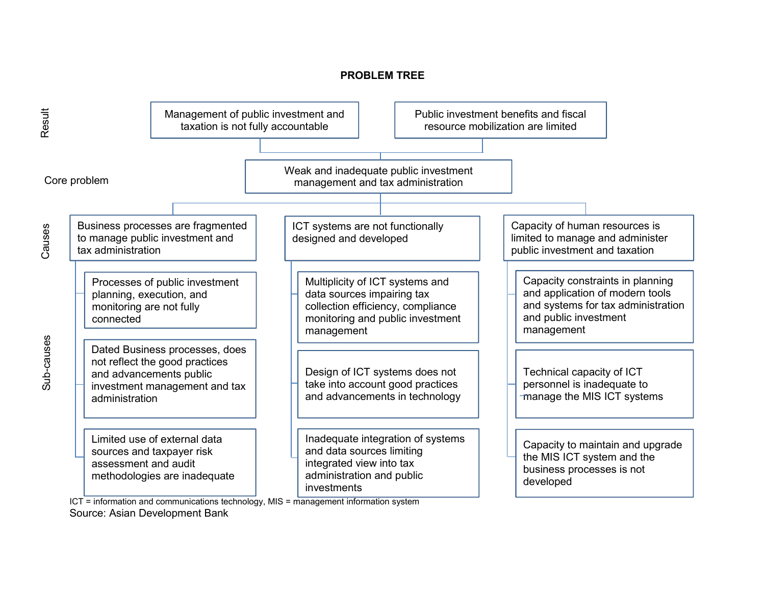## PROBLEM TREE

**Result**

- Management of public investment and taxation is not fully accountable
- Public investment benefits and fiscal resource mobilization are limited

**Core problem**

- Weak and inadequate public investment management and tax administration

**Causes** and **Sub-causes**

1. Business processes are fragmented to manage public investment and tax administration
   - Processes of public investment planning, execution, and monitoring are not fully connected
   - Dated Business processes, does not reflect the good practices and advancements public investment management and tax administration
   - Limited use of external data sources and taxpayer risk assessment and audit methodologies are inadequate

2. ICT systems are not functionally designed and developed
   - Multiplicity of ICT systems and data sources impairing tax collection efficiency, compliance monitoring and public investment management
   - Design of ICT systems does not take into account good practices and advancements in technology
   - Inadequate integration of systems and data sources limiting integrated view into tax administration and public investments

3. Capacity of human resources is limited to manage and administer public investment and taxation
   - Capacity constraints in planning and application of modern tools and systems for tax administration and public investment management
   - Technical capacity of ICT personnel is inadequate to manage the MIS ICT systems
   - Capacity to maintain and upgrade the MIS ICT system and the business processes is not developed

ICT = information and communications technology, MIS = management information system

Source: Asian Development Bank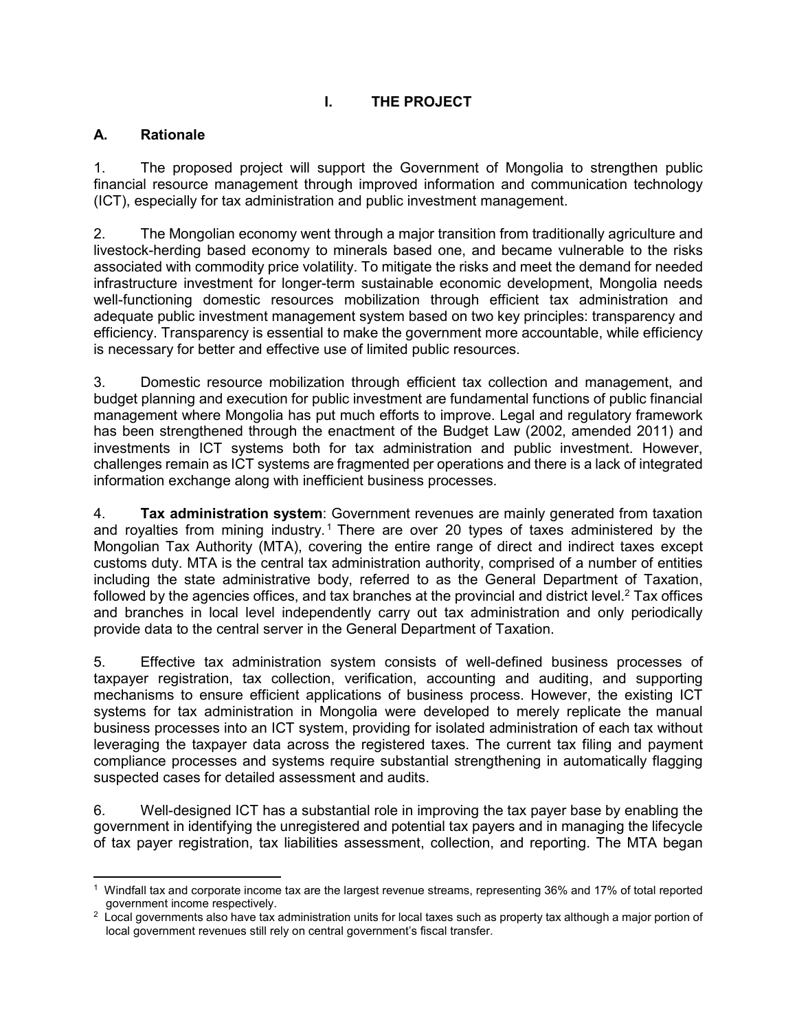# I. THE PROJECT

## A. Rationale

1. The proposed project will support the Government of Mongolia to strengthen public financial resource management through improved information and communication technology (ICT), especially for tax administration and public investment management.

2. The Mongolian economy went through a major transition from traditionally agriculture and livestock-herding based economy to minerals based one, and became vulnerable to the risks associated with commodity price volatility. To mitigate the risks and meet the demand for needed infrastructure investment for longer-term sustainable economic development, Mongolia needs well-functioning domestic resources mobilization through efficient tax administration and adequate public investment management system based on two key principles: transparency and efficiency. Transparency is essential to make the government more accountable, while efficiency is necessary for better and effective use of limited public resources.

3. Domestic resource mobilization through efficient tax collection and management, and budget planning and execution for public investment are fundamental functions of public financial management where Mongolia has put much efforts to improve. Legal and regulatory framework has been strengthened through the enactment of the Budget Law (2002, amended 2011) and investments in ICT systems both for tax administration and public investment. However, challenges remain as ICT systems are fragmented per operations and there is a lack of integrated information exchange along with inefficient business processes.

4. **Tax administration system**: Government revenues are mainly generated from taxation and royalties from mining industry.[1] There are over 20 types of taxes administered by the Mongolian Tax Authority (MTA), covering the entire range of direct and indirect taxes except customs duty. MTA is the central tax administration authority, comprised of a number of entities including the state administrative body, referred to as the General Department of Taxation, followed by the agencies offices, and tax branches at the provincial and district level.[2] Tax offices and branches in local level independently carry out tax administration and only periodically provide data to the central server in the General Department of Taxation.

5. Effective tax administration system consists of well-defined business processes of taxpayer registration, tax collection, verification, accounting and auditing, and supporting mechanisms to ensure efficient applications of business process. However, the existing ICT systems for tax administration in Mongolia were developed to merely replicate the manual business processes into an ICT system, providing for isolated administration of each tax without leveraging the taxpayer data across the registered taxes. The current tax filing and payment compliance processes and systems require substantial strengthening in automatically flagging suspected cases for detailed assessment and audits.

6. Well-designed ICT has a substantial role in improving the tax payer base by enabling the government in identifying the unregistered and potential tax payers and in managing the lifecycle of tax payer registration, tax liabilities assessment, collection, and reporting. The MTA began

---

[1] Windfall tax and corporate income tax are the largest revenue streams, representing 36% and 17% of total reported government income respectively.

[2] Local governments also have tax administration units for local taxes such as property tax although a major portion of local government revenues still rely on central government's fiscal transfer.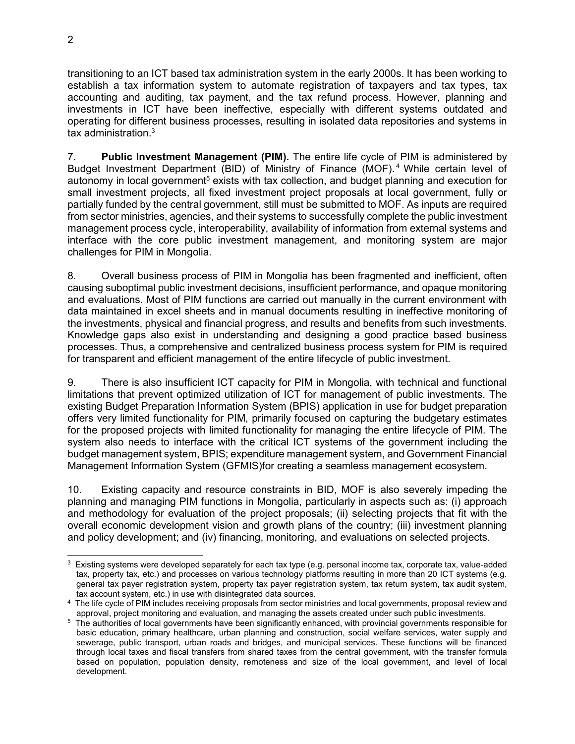transitioning to an ICT based tax administration system in the early 2000s. It has been working to establish a tax information system to automate registration of taxpayers and tax types, tax accounting and auditing, tax payment, and the tax refund process. However, planning and investments in ICT have been ineffective, especially with different systems outdated and operating for different business processes, resulting in isolated data repositories and systems in tax administration.[3]

7. **Public Investment Management (PIM).** The entire life cycle of PIM is administered by Budget Investment Department (BID) of Ministry of Finance (MOF).[4] While certain level of autonomy in local government[5] exists with tax collection, and budget planning and execution for small investment projects, all fixed investment project proposals at local government, fully or partially funded by the central government, still must be submitted to MOF. As inputs are required from sector ministries, agencies, and their systems to successfully complete the public investment management process cycle, interoperability, availability of information from external systems and interface with the core public investment management, and monitoring system are major challenges for PIM in Mongolia.

8. Overall business process of PIM in Mongolia has been fragmented and inefficient, often causing suboptimal public investment decisions, insufficient performance, and opaque monitoring and evaluations. Most of PIM functions are carried out manually in the current environment with data maintained in excel sheets and in manual documents resulting in ineffective monitoring of the investments, physical and financial progress, and results and benefits from such investments. Knowledge gaps also exist in understanding and designing a good practice based business processes. Thus, a comprehensive and centralized business process system for PIM is required for transparent and efficient management of the entire lifecycle of public investment.

9. There is also insufficient ICT capacity for PIM in Mongolia, with technical and functional limitations that prevent optimized utilization of ICT for management of public investments. The existing Budget Preparation Information System (BPIS) application in use for budget preparation offers very limited functionality for PIM, primarily focused on capturing the budgetary estimates for the proposed projects with limited functionality for managing the entire lifecycle of PIM. The system also needs to interface with the critical ICT systems of the government including the budget management system, BPIS; expenditure management system, and Government Financial Management Information System (GFMIS)for creating a seamless management ecosystem.

10. Existing capacity and resource constraints in BID, MOF is also severely impeding the planning and managing PIM functions in Mongolia, particularly in aspects such as: (i) approach and methodology for evaluation of the project proposals; (ii) selecting projects that fit with the overall economic development vision and growth plans of the country; (iii) investment planning and policy development; and (iv) financing, monitoring, and evaluations on selected projects.

---

[3] Existing systems were developed separately for each tax type (e.g. personal income tax, corporate tax, value-added tax, property tax, etc.) and processes on various technology platforms resulting in more than 20 ICT systems (e.g. general tax payer registration system, property tax payer registration system, tax return system, tax audit system, tax account system, etc.) in use with disintegrated data sources.

[4] The life cycle of PIM includes receiving proposals from sector ministries and local governments, proposal review and approval, project monitoring and evaluation, and managing the assets created under such public investments.

[5] The authorities of local governments have been significantly enhanced, with provincial governments responsible for basic education, primary healthcare, urban planning and construction, social welfare services, water supply and sewerage, public transport, urban roads and bridges, and municipal services. These functions will be financed through local taxes and fiscal transfers from shared taxes from the central government, with the transfer formula based on population, population density, remoteness and size of the local government, and level of local development.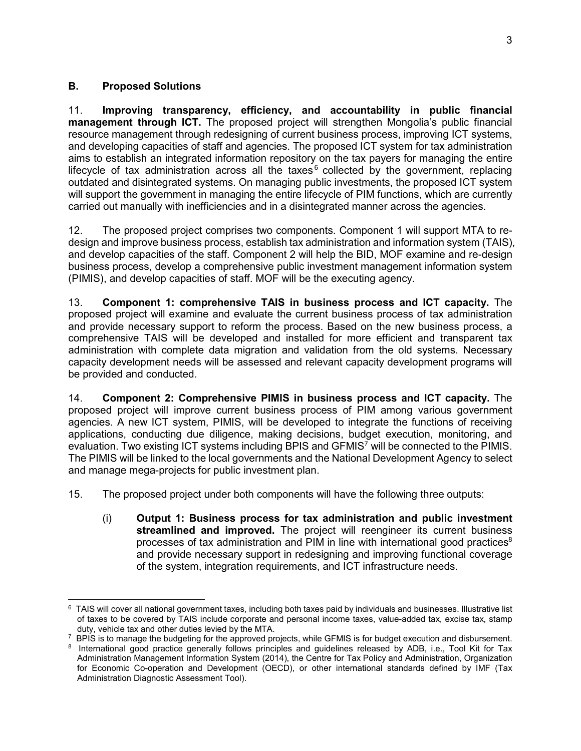### B. Proposed Solutions

11. **Improving transparency, efficiency, and accountability in public financial management through ICT.** The proposed project will strengthen Mongolia's public financial resource management through redesigning of current business process, improving ICT systems, and developing capacities of staff and agencies. The proposed ICT system for tax administration aims to establish an integrated information repository on the tax payers for managing the entire lifecycle of tax administration across all the taxes[6] collected by the government, replacing outdated and disintegrated systems. On managing public investments, the proposed ICT system will support the government in managing the entire lifecycle of PIM functions, which are currently carried out manually with inefficiencies and in a disintegrated manner across the agencies.

12. The proposed project comprises two components. Component 1 will support MTA to re-design and improve business process, establish tax administration and information system (TAIS), and develop capacities of the staff. Component 2 will help the BID, MOF examine and re-design business process, develop a comprehensive public investment management information system (PIMIS), and develop capacities of staff. MOF will be the executing agency.

13. **Component 1: comprehensive TAIS in business process and ICT capacity.** The proposed project will examine and evaluate the current business process of tax administration and provide necessary support to reform the process. Based on the new business process, a comprehensive TAIS will be developed and installed for more efficient and transparent tax administration with complete data migration and validation from the old systems. Necessary capacity development needs will be assessed and relevant capacity development programs will be provided and conducted.

14. **Component 2: Comprehensive PIMIS in business process and ICT capacity.** The proposed project will improve current business process of PIM among various government agencies. A new ICT system, PIMIS, will be developed to integrate the functions of receiving applications, conducting due diligence, making decisions, budget execution, monitoring, and evaluation. Two existing ICT systems including BPIS and GFMIS[7] will be connected to the PIMIS. The PIMIS will be linked to the local governments and the National Development Agency to select and manage mega-projects for public investment plan.

15. The proposed project under both components will have the following three outputs:

(i) **Output 1: Business process for tax administration and public investment streamlined and improved.** The project will reengineer its current business processes of tax administration and PIM in line with international good practices[8] and provide necessary support in redesigning and improving functional coverage of the system, integration requirements, and ICT infrastructure needs.

---

[6] TAIS will cover all national government taxes, including both taxes paid by individuals and businesses. Illustrative list of taxes to be covered by TAIS include corporate and personal income taxes, value-added tax, excise tax, stamp duty, vehicle tax and other duties levied by the MTA.

[7] BPIS is to manage the budgeting for the approved projects, while GFMIS is for budget execution and disbursement.

[8] International good practice generally follows principles and guidelines released by ADB, i.e., Tool Kit for Tax Administration Management Information System (2014), the Centre for Tax Policy and Administration, Organization for Economic Co-operation and Development (OECD), or other international standards defined by IMF (Tax Administration Diagnostic Assessment Tool).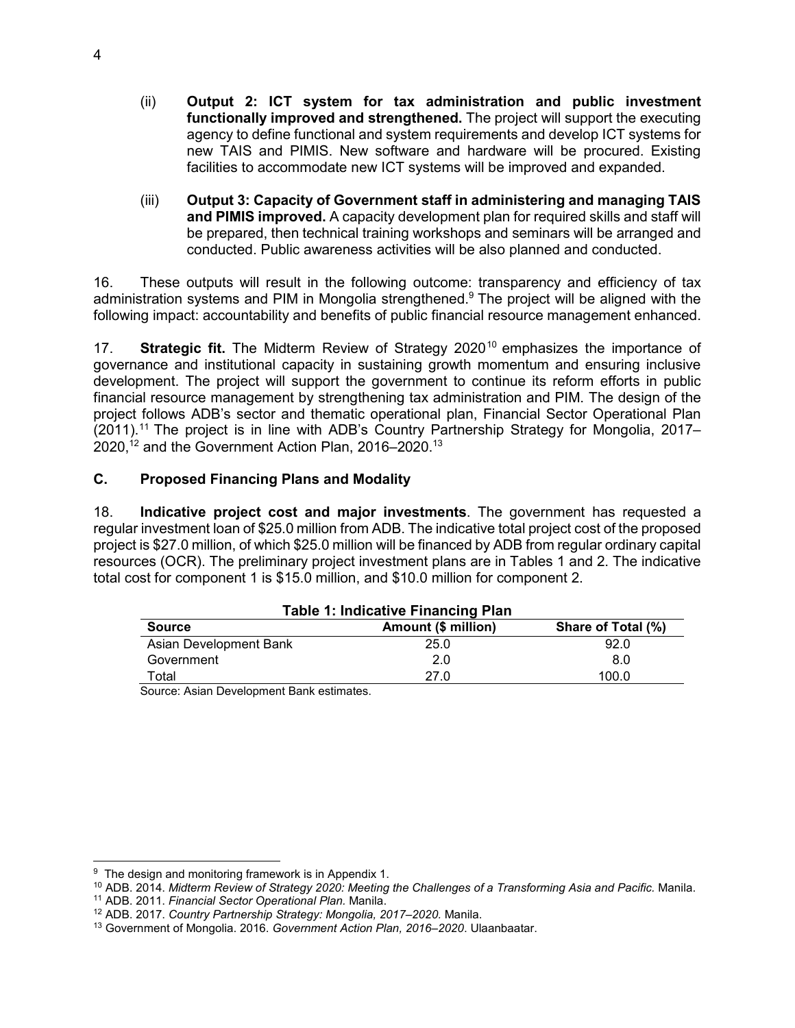(ii) **Output 2: ICT system for tax administration and public investment functionally improved and strengthened.** The project will support the executing agency to define functional and system requirements and develop ICT systems for new TAIS and PIMIS. New software and hardware will be procured. Existing facilities to accommodate new ICT systems will be improved and expanded.

(iii) **Output 3: Capacity of Government staff in administering and managing TAIS and PIMIS improved.** A capacity development plan for required skills and staff will be prepared, then technical training workshops and seminars will be arranged and conducted. Public awareness activities will be also planned and conducted.

16. These outputs will result in the following outcome: transparency and efficiency of tax administration systems and PIM in Mongolia strengthened.[9] The project will be aligned with the following impact: accountability and benefits of public financial resource management enhanced.

17. **Strategic fit.** The Midterm Review of Strategy 2020[10] emphasizes the importance of governance and institutional capacity in sustaining growth momentum and ensuring inclusive development. The project will support the government to continue its reform efforts in public financial resource management by strengthening tax administration and PIM. The design of the project follows ADB's sector and thematic operational plan, Financial Sector Operational Plan (2011).[11] The project is in line with ADB's Country Partnership Strategy for Mongolia, 2017–2020,[12] and the Government Action Plan, 2016–2020.[13]

## C. Proposed Financing Plans and Modality

18. **Indicative project cost and major investments**. The government has requested a regular investment loan of $25.0 million from ADB. The indicative total project cost of the proposed project is $27.0 million, of which $25.0 million will be financed by ADB from regular ordinary capital resources (OCR). The preliminary project investment plans are in Tables 1 and 2. The indicative total cost for component 1 is $15.0 million, and $10.0 million for component 2.

**Table 1: Indicative Financing Plan**

| Source | Amount ($ million) | Share of Total (%) |
|---|---|---|
| Asian Development Bank | 25.0 | 92.0 |
| Government | 2.0 | 8.0 |
| Total | 27.0 | 100.0 |

Source: Asian Development Bank estimates.

[9] The design and monitoring framework is in Appendix 1.

[10] ADB. 2014. *Midterm Review of Strategy 2020: Meeting the Challenges of a Transforming Asia and Pacific.* Manila.

[11] ADB. 2011. *Financial Sector Operational Plan.* Manila.

[12] ADB. 2017. *Country Partnership Strategy: Mongolia, 2017–2020.* Manila.

[13] Government of Mongolia. 2016. *Government Action Plan, 2016–2020*. Ulaanbaatar.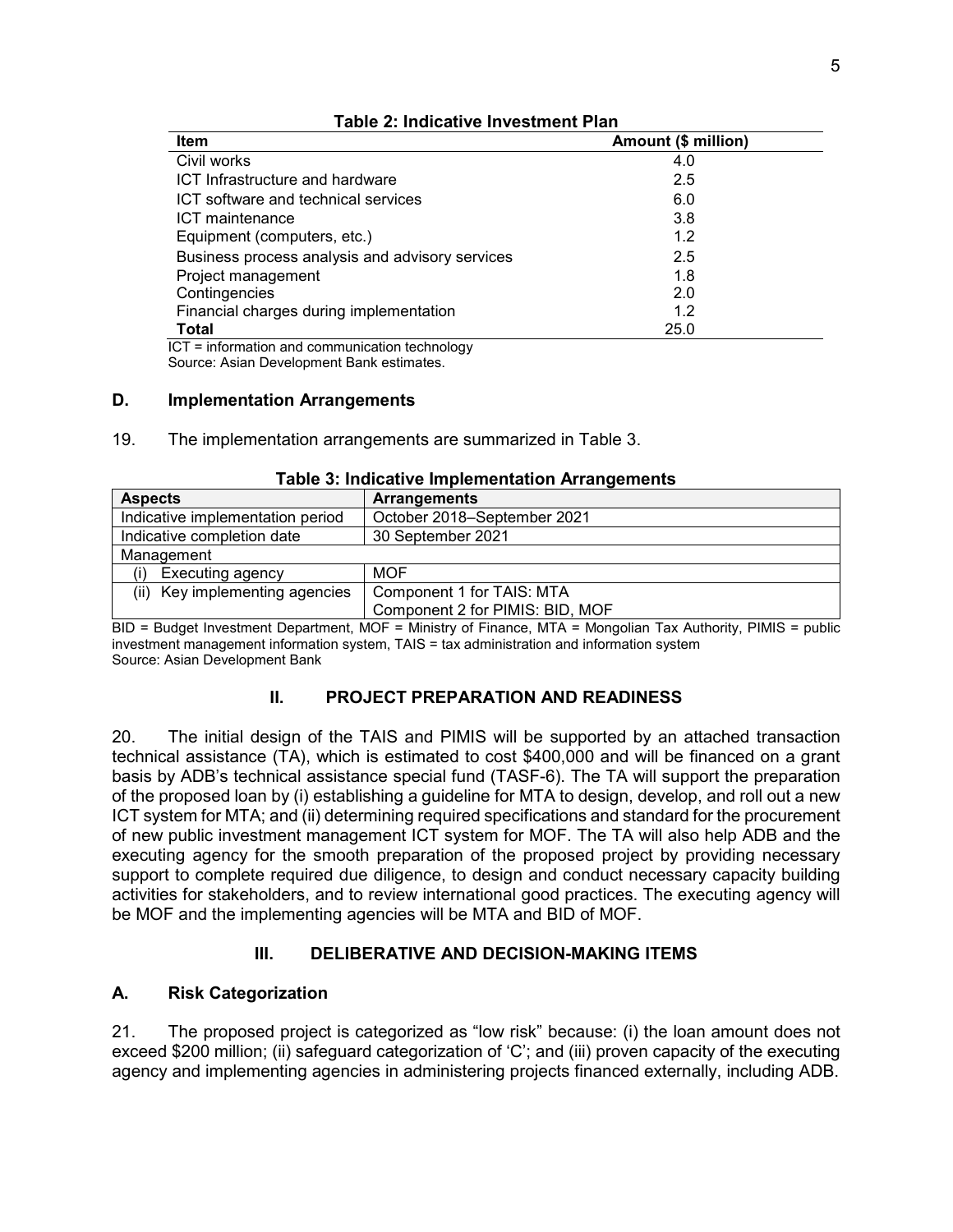**Table 2: Indicative Investment Plan**

| Item | Amount ($ million) |
|---|---|
| Civil works | 4.0 |
| ICT Infrastructure and hardware | 2.5 |
| ICT software and technical services | 6.0 |
| ICT maintenance | 3.8 |
| Equipment (computers, etc.) | 1.2 |
| Business process analysis and advisory services | 2.5 |
| Project management | 1.8 |
| Contingencies | 2.0 |
| Financial charges during implementation | 1.2 |
| **Total** | 25.0 |

ICT = information and communication technology
Source: Asian Development Bank estimates.

### D. Implementation Arrangements

19. The implementation arrangements are summarized in Table 3.

**Table 3: Indicative Implementation Arrangements**

| Aspects | Arrangements |
|---|---|
| Indicative implementation period | October 2018–September 2021 |
| Indicative completion date | 30 September 2021 |
| Management | |
| (i) Executing agency | MOF |
| (ii) Key implementing agencies | Component 1 for TAIS: MTA<br>Component 2 for PIMIS: BID, MOF |

BID = Budget Investment Department, MOF = Ministry of Finance, MTA = Mongolian Tax Authority, PIMIS = public investment management information system, TAIS = tax administration and information system
Source: Asian Development Bank

## II. PROJECT PREPARATION AND READINESS

20. The initial design of the TAIS and PIMIS will be supported by an attached transaction technical assistance (TA), which is estimated to cost $400,000 and will be financed on a grant basis by ADB's technical assistance special fund (TASF-6). The TA will support the preparation of the proposed loan by (i) establishing a guideline for MTA to design, develop, and roll out a new ICT system for MTA; and (ii) determining required specifications and standard for the procurement of new public investment management ICT system for MOF. The TA will also help ADB and the executing agency for the smooth preparation of the proposed project by providing necessary support to complete required due diligence, to design and conduct necessary capacity building activities for stakeholders, and to review international good practices. The executing agency will be MOF and the implementing agencies will be MTA and BID of MOF.

## III. DELIBERATIVE AND DECISION-MAKING ITEMS

### A. Risk Categorization

21. The proposed project is categorized as "low risk" because: (i) the loan amount does not exceed $200 million; (ii) safeguard categorization of 'C'; and (iii) proven capacity of the executing agency and implementing agencies in administering projects financed externally, including ADB.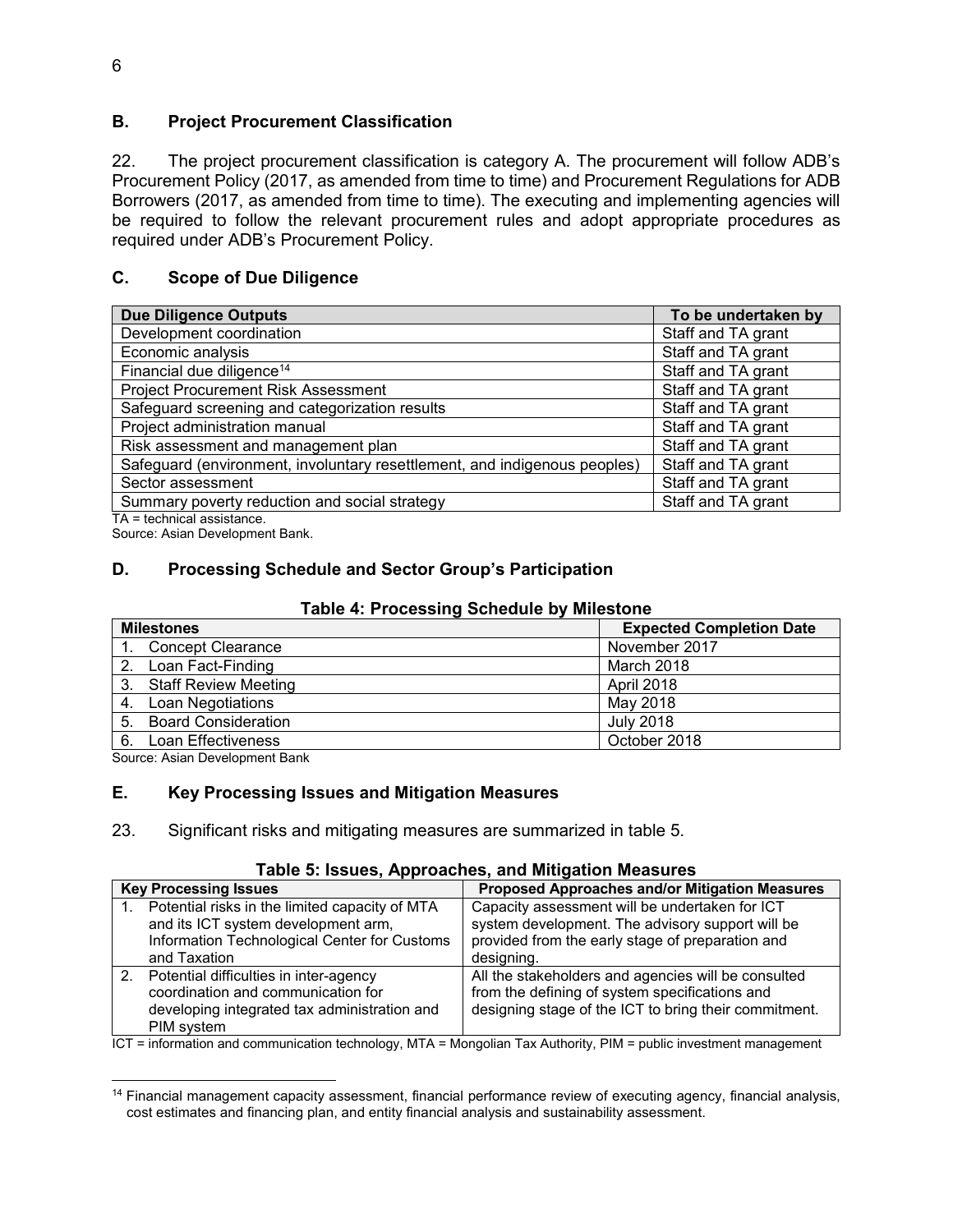## B. Project Procurement Classification

22. The project procurement classification is category A. The procurement will follow ADB's Procurement Policy (2017, as amended from time to time) and Procurement Regulations for ADB Borrowers (2017, as amended from time to time). The executing and implementing agencies will be required to follow the relevant procurement rules and adopt appropriate procedures as required under ADB's Procurement Policy.

## C. Scope of Due Diligence

| Due Diligence Outputs | To be undertaken by |
|---|---|
| Development coordination | Staff and TA grant |
| Economic analysis | Staff and TA grant |
| Financial due diligence[14] | Staff and TA grant |
| Project Procurement Risk Assessment | Staff and TA grant |
| Safeguard screening and categorization results | Staff and TA grant |
| Project administration manual | Staff and TA grant |
| Risk assessment and management plan | Staff and TA grant |
| Safeguard (environment, involuntary resettlement, and indigenous peoples) | Staff and TA grant |
| Sector assessment | Staff and TA grant |
| Summary poverty reduction and social strategy | Staff and TA grant |

TA = technical assistance.
Source: Asian Development Bank.

## D. Processing Schedule and Sector Group's Participation

**Table 4: Processing Schedule by Milestone**

| Milestones | Expected Completion Date |
|---|---|
| 1. Concept Clearance | November 2017 |
| 2. Loan Fact-Finding | March 2018 |
| 3. Staff Review Meeting | April 2018 |
| 4. Loan Negotiations | May 2018 |
| 5. Board Consideration | July 2018 |
| 6. Loan Effectiveness | October 2018 |

Source: Asian Development Bank

## E. Key Processing Issues and Mitigation Measures

23. Significant risks and mitigating measures are summarized in table 5.

**Table 5: Issues, Approaches, and Mitigation Measures**

| Key Processing Issues | Proposed Approaches and/or Mitigation Measures |
|---|---|
| 1. Potential risks in the limited capacity of MTA and its ICT system development arm, Information Technological Center for Customs and Taxation | Capacity assessment will be undertaken for ICT system development. The advisory support will be provided from the early stage of preparation and designing. |
| 2. Potential difficulties in inter-agency coordination and communication for developing integrated tax administration and PIM system | All the stakeholders and agencies will be consulted from the defining of system specifications and designing stage of the ICT to bring their commitment. |

ICT = information and communication technology, MTA = Mongolian Tax Authority, PIM = public investment management

[14] Financial management capacity assessment, financial performance review of executing agency, financial analysis, cost estimates and financing plan, and entity financial analysis and sustainability assessment.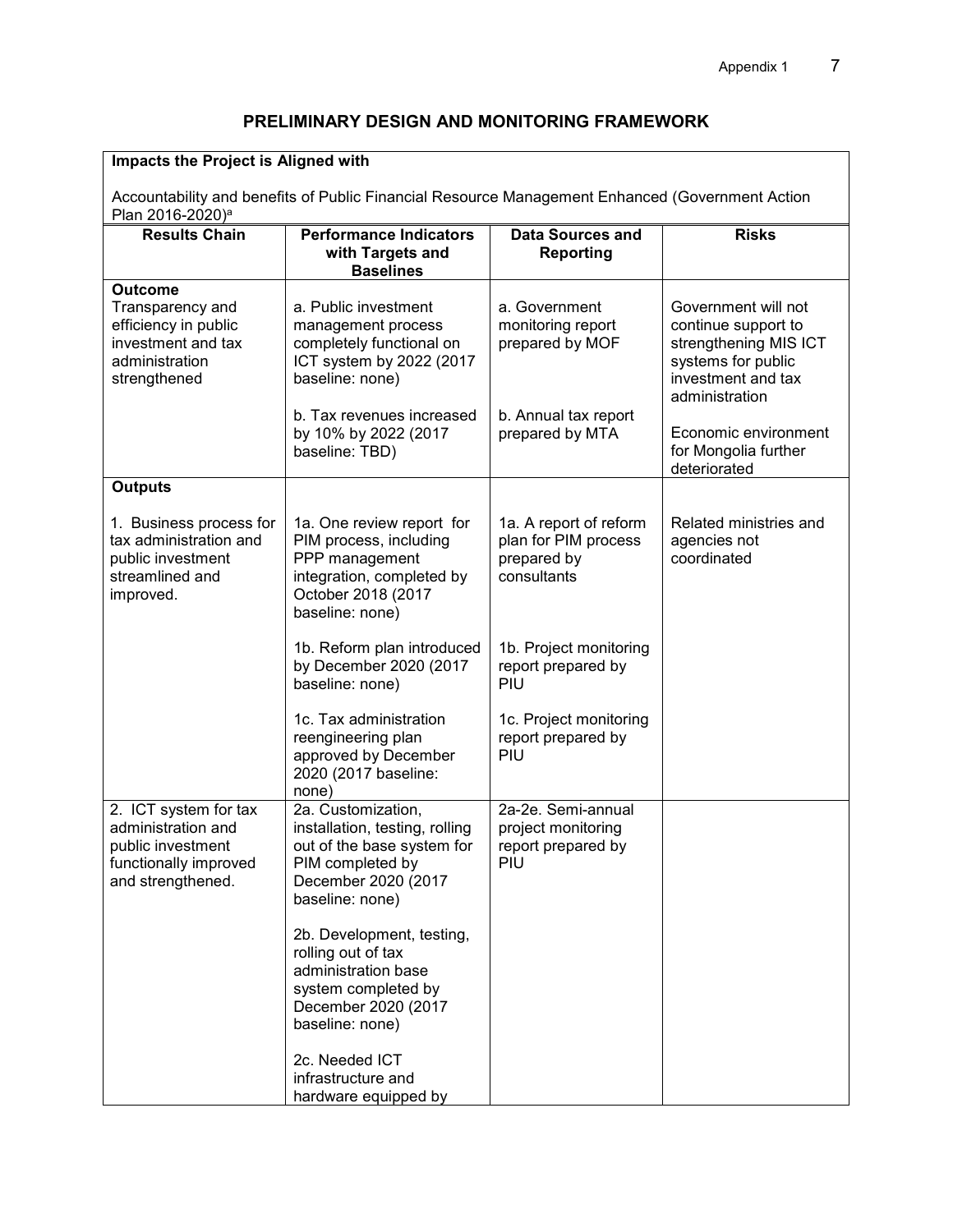## PRELIMINARY DESIGN AND MONITORING FRAMEWORK

**Impacts the Project is Aligned with**

Accountability and benefits of Public Financial Resource Management Enhanced (Government Action Plan 2016-2020)[a]

| Results Chain | Performance Indicators with Targets and Baselines | Data Sources and Reporting | Risks |
|---|---|---|---|
| **Outcome**<br>Transparency and efficiency in public investment and tax administration strengthened | a. Public investment management process completely functional on ICT system by 2022 (2017 baseline: none)<br><br>b. Tax revenues increased by 10% by 2022 (2017 baseline: TBD) | a. Government monitoring report prepared by MOF<br><br>b. Annual tax report prepared by MTA | Government will not continue support to strengthening MIS ICT systems for public investment and tax administration<br><br>Economic environment for Mongolia further deteriorated |
| **Outputs**<br><br>1. Business process for tax administration and public investment streamlined and improved. | 1a. One review report for PIM process, including PPP management integration, completed by October 2018 (2017 baseline: none)<br><br>1b. Reform plan introduced by December 2020 (2017 baseline: none)<br><br>1c. Tax administration reengineering plan approved by December 2020 (2017 baseline: none) | 1a. A report of reform plan for PIM process prepared by consultants<br><br>1b. Project monitoring report prepared by PIU<br><br>1c. Project monitoring report prepared by PIU | Related ministries and agencies not coordinated |
| 2. ICT system for tax administration and public investment functionally improved and strengthened. | 2a. Customization, installation, testing, rolling out of the base system for PIM completed by December 2020 (2017 baseline: none)<br><br>2b. Development, testing, rolling out of tax administration base system completed by December 2020 (2017 baseline: none)<br><br>2c. Needed ICT infrastructure and hardware equipped by | 2a-2e. Semi-annual project monitoring report prepared by PIU | |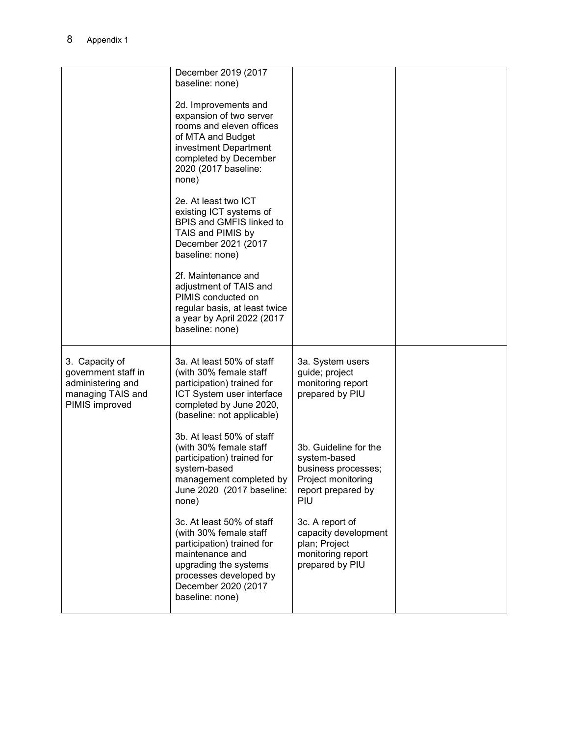| | | | |
|---|---|---|---|
| | December 2019 (2017 baseline: none)<br><br>2d. Improvements and expansion of two server rooms and eleven offices of MTA and Budget investment Department completed by December 2020 (2017 baseline: none)<br><br>2e. At least two ICT existing ICT systems of BPIS and GMFIS linked to TAIS and PIMIS by December 2021 (2017 baseline: none)<br><br>2f. Maintenance and adjustment of TAIS and PIMIS conducted on regular basis, at least twice a year by April 2022 (2017 baseline: none) | | |
| 3. Capacity of government staff in administering and managing TAIS and PIMIS improved | 3a. At least 50% of staff (with 30% female staff participation) trained for ICT System user interface completed by June 2020, (baseline: not applicable)<br><br>3b. At least 50% of staff (with 30% female staff participation) trained for system-based management completed by June 2020 (2017 baseline: none)<br><br>3c. At least 50% of staff (with 30% female staff participation) trained for maintenance and upgrading the systems processes developed by December 2020 (2017 baseline: none) | 3a. System users guide; project monitoring report prepared by PIU<br><br>3b. Guideline for the system-based business processes; Project monitoring report prepared by PIU<br><br>3c. A report of capacity development plan; Project monitoring report prepared by PIU | |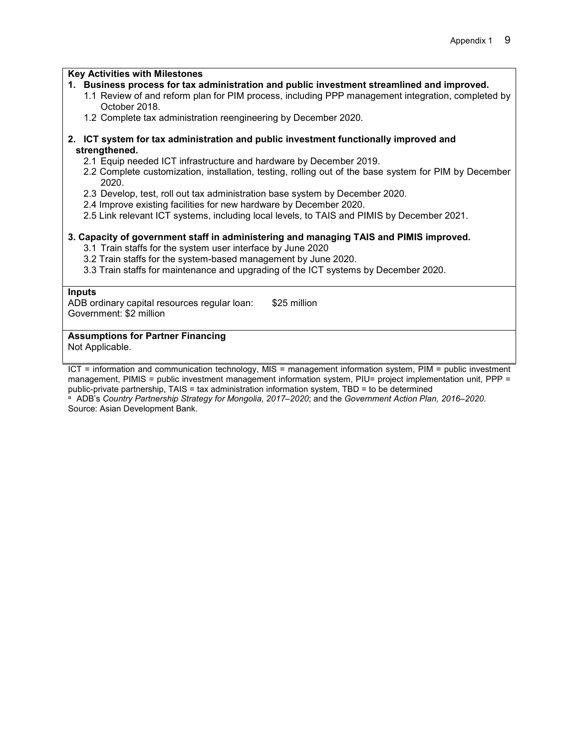**Key Activities with Milestones**

1. **Business process for tax administration and public investment streamlined and improved.**
   - 1.1 Review of and reform plan for PIM process, including PPP management integration, completed by October 2018.
   - 1.2 Complete tax administration reengineering by December 2020.

2. **ICT system for tax administration and public investment functionally improved and strengthened.**
   - 2.1 Equip needed ICT infrastructure and hardware by December 2019.
   - 2.2 Complete customization, installation, testing, rolling out of the base system for PIM by December 2020.
   - 2.3 Develop, test, roll out tax administration base system by December 2020.
   - 2.4 Improve existing facilities for new hardware by December 2020.
   - 2.5 Link relevant ICT systems, including local levels, to TAIS and PIMIS by December 2021.

3. **Capacity of government staff in administering and managing TAIS and PIMIS improved.**
   - 3.1 Train staffs for the system user interface by June 2020
   - 3.2 Train staffs for the system-based management by June 2020.
   - 3.3 Train staffs for maintenance and upgrading of the ICT systems by December 2020.

**Inputs**

ADB ordinary capital resources regular loan: $25 million
Government: $2 million

**Assumptions for Partner Financing**

Not Applicable.

ICT = information and communication technology, MIS = management information system, PIM = public investment management, PIMIS = public investment management information system, PIU= project implementation unit, PPP = public-private partnership, TAIS = tax administration information system, TBD = to be determined

[a] ADB's *Country Partnership Strategy for Mongolia, 2017–2020*; and the *Government Action Plan, 2016–2020*.

Source: Asian Development Bank.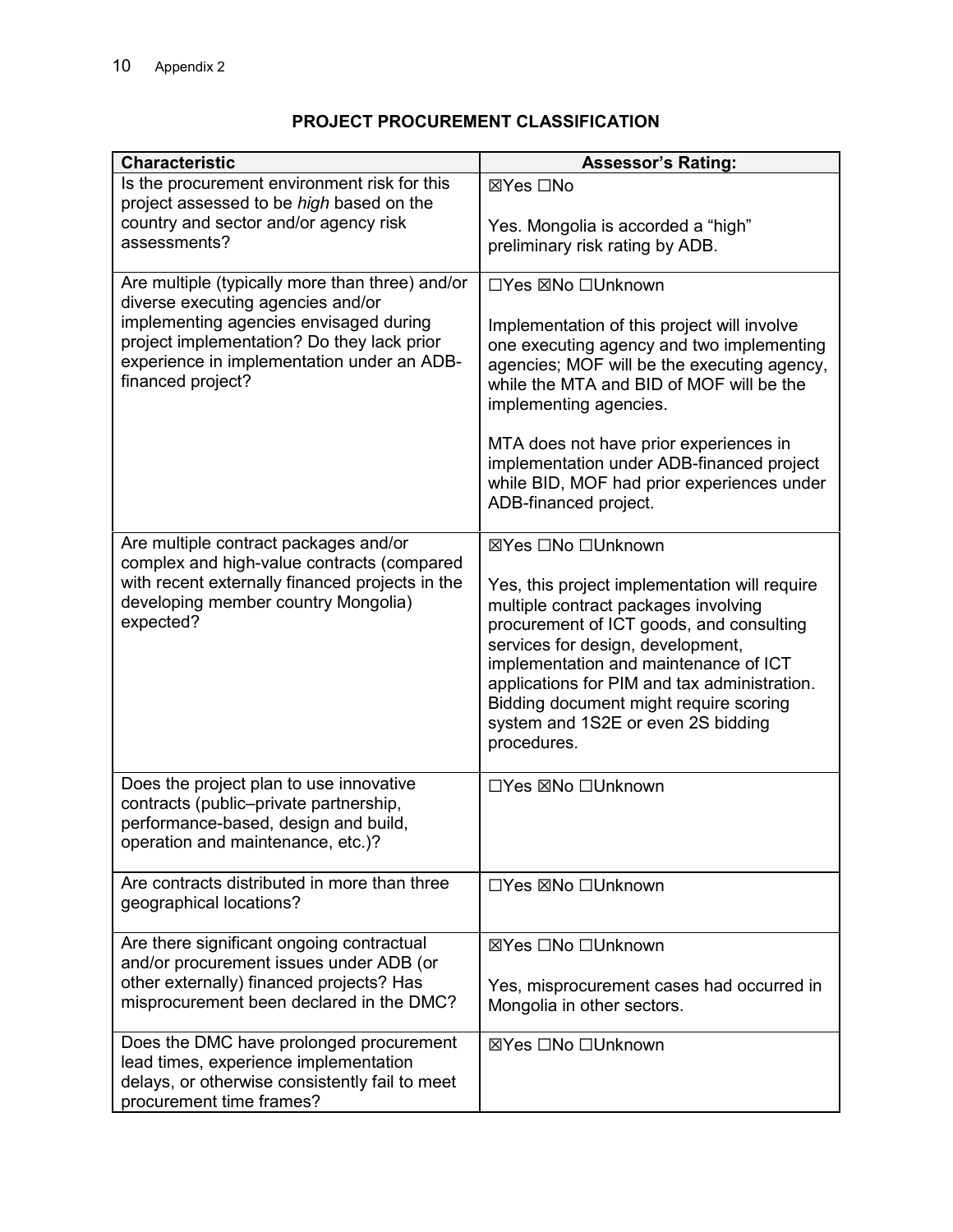## PROJECT PROCUREMENT CLASSIFICATION

| Characteristic | Assessor's Rating: |
|---|---|
| Is the procurement environment risk for this project assessed to be *high* based on the country and sector and/or agency risk assessments? | ☒Yes ☐No<br><br>Yes. Mongolia is accorded a "high" preliminary risk rating by ADB. |
| Are multiple (typically more than three) and/or diverse executing agencies and/or implementing agencies envisaged during project implementation? Do they lack prior experience in implementation under an ADB-financed project? | ☐Yes ☒No ☐Unknown<br><br>Implementation of this project will involve one executing agency and two implementing agencies; MOF will be the executing agency, while the MTA and BID of MOF will be the implementing agencies.<br><br>MTA does not have prior experiences in implementation under ADB-financed project while BID, MOF had prior experiences under ADB-financed project. |
| Are multiple contract packages and/or complex and high-value contracts (compared with recent externally financed projects in the developing member country Mongolia) expected? | ☒Yes ☐No ☐Unknown<br><br>Yes, this project implementation will require multiple contract packages involving procurement of ICT goods, and consulting services for design, development, implementation and maintenance of ICT applications for PIM and tax administration. Bidding document might require scoring system and 1S2E or even 2S bidding procedures. |
| Does the project plan to use innovative contracts (public–private partnership, performance-based, design and build, operation and maintenance, etc.)? | ☐Yes ☒No ☐Unknown |
| Are contracts distributed in more than three geographical locations? | ☐Yes ☒No ☐Unknown |
| Are there significant ongoing contractual and/or procurement issues under ADB (or other externally) financed projects? Has misprocurement been declared in the DMC? | ☒Yes ☐No ☐Unknown<br><br>Yes, misprocurement cases had occurred in Mongolia in other sectors. |
| Does the DMC have prolonged procurement lead times, experience implementation delays, or otherwise consistently fail to meet procurement time frames? | ☒Yes ☐No ☐Unknown |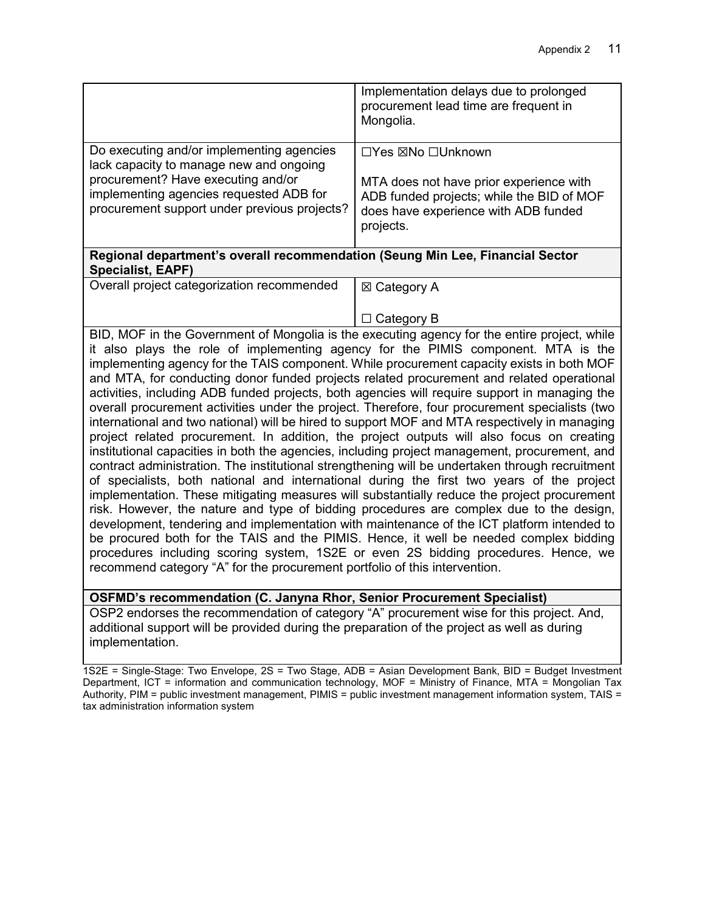| | |
|---|---|
| | Implementation delays due to prolonged procurement lead time are frequent in Mongolia. |
| Do executing and/or implementing agencies lack capacity to manage new and ongoing procurement? Have executing and/or implementing agencies requested ADB for procurement support under previous projects? | ☐Yes ☒No ☐Unknown<br><br>MTA does not have prior experience with ADB funded projects; while the BID of MOF does have experience with ADB funded projects. |
| **Regional department's overall recommendation (Seung Min Lee, Financial Sector Specialist, EAPF)** | |
| Overall project categorization recommended | ☒ Category A<br><br>☐ Category B |
| BID, MOF in the Government of Mongolia is the executing agency for the entire project, while it also plays the role of implementing agency for the PIMIS component. MTA is the implementing agency for the TAIS component. While procurement capacity exists in both MOF and MTA, for conducting donor funded projects related procurement and related operational activities, including ADB funded projects, both agencies will require support in managing the overall procurement activities under the project. Therefore, four procurement specialists (two international and two national) will be hired to support MOF and MTA respectively in managing project related procurement. In addition, the project outputs will also focus on creating institutional capacities in both the agencies, including project management, procurement, and contract administration. The institutional strengthening will be undertaken through recruitment of specialists, both national and international during the first two years of the project implementation. These mitigating measures will substantially reduce the project procurement risk. However, the nature and type of bidding procedures are complex due to the design, development, tendering and implementation with maintenance of the ICT platform intended to be procured both for the TAIS and the PIMIS. Hence, it well be needed complex bidding procedures including scoring system, 1S2E or even 2S bidding procedures. Hence, we recommend category "A" for the procurement portfolio of this intervention. | |
| **OSFMD's recommendation (C. Janyna Rhor, Senior Procurement Specialist)** | |
| OSP2 endorses the recommendation of category "A" procurement wise for this project. And, additional support will be provided during the preparation of the project as well as during implementation. | |

1S2E = Single-Stage: Two Envelope, 2S = Two Stage, ADB = Asian Development Bank, BID = Budget Investment Department, ICT = information and communication technology, MOF = Ministry of Finance, MTA = Mongolian Tax Authority, PIM = public investment management, PIMIS = public investment management information system, TAIS = tax administration information system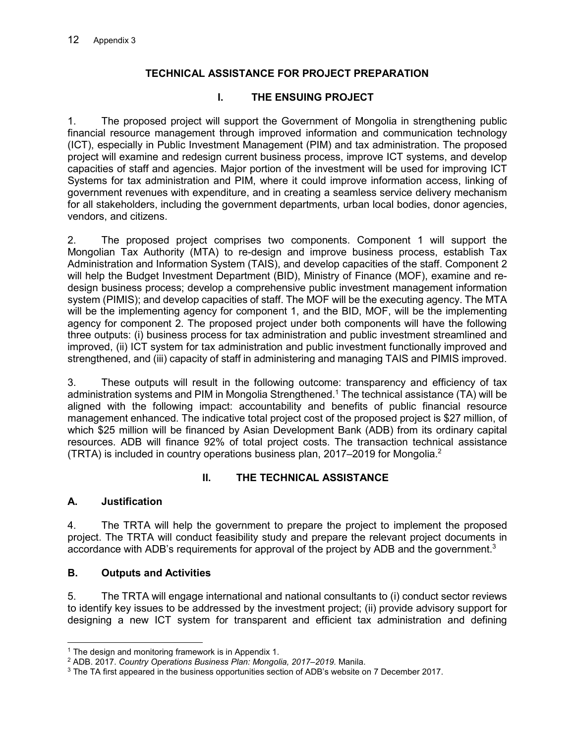## TECHNICAL ASSISTANCE FOR PROJECT PREPARATION

### I. THE ENSUING PROJECT

1. The proposed project will support the Government of Mongolia in strengthening public financial resource management through improved information and communication technology (ICT), especially in Public Investment Management (PIM) and tax administration. The proposed project will examine and redesign current business process, improve ICT systems, and develop capacities of staff and agencies. Major portion of the investment will be used for improving ICT Systems for tax administration and PIM, where it could improve information access, linking of government revenues with expenditure, and in creating a seamless service delivery mechanism for all stakeholders, including the government departments, urban local bodies, donor agencies, vendors, and citizens.

2. The proposed project comprises two components. Component 1 will support the Mongolian Tax Authority (MTA) to re-design and improve business process, establish Tax Administration and Information System (TAIS), and develop capacities of the staff. Component 2 will help the Budget Investment Department (BID), Ministry of Finance (MOF), examine and re-design business process; develop a comprehensive public investment management information system (PIMIS); and develop capacities of staff. The MOF will be the executing agency. The MTA will be the implementing agency for component 1, and the BID, MOF, will be the implementing agency for component 2. The proposed project under both components will have the following three outputs: (i) business process for tax administration and public investment streamlined and improved, (ii) ICT system for tax administration and public investment functionally improved and strengthened, and (iii) capacity of staff in administering and managing TAIS and PIMIS improved.

3. These outputs will result in the following outcome: transparency and efficiency of tax administration systems and PIM in Mongolia Strengthened.[1] The technical assistance (TA) will be aligned with the following impact: accountability and benefits of public financial resource management enhanced. The indicative total project cost of the proposed project is $27 million, of which $25 million will be financed by Asian Development Bank (ADB) from its ordinary capital resources. ADB will finance 92% of total project costs. The transaction technical assistance (TRTA) is included in country operations business plan, 2017–2019 for Mongolia.[2]

### II. THE TECHNICAL ASSISTANCE

#### A. Justification

4. The TRTA will help the government to prepare the project to implement the proposed project. The TRTA will conduct feasibility study and prepare the relevant project documents in accordance with ADB's requirements for approval of the project by ADB and the government.[3]

#### B. Outputs and Activities

5. The TRTA will engage international and national consultants to (i) conduct sector reviews to identify key issues to be addressed by the investment project; (ii) provide advisory support for designing a new ICT system for transparent and efficient tax administration and defining

---

[1] The design and monitoring framework is in Appendix 1.

[2] ADB. 2017. *Country Operations Business Plan: Mongolia, 2017–2019.* Manila.

[3] The TA first appeared in the business opportunities section of ADB's website on 7 December 2017.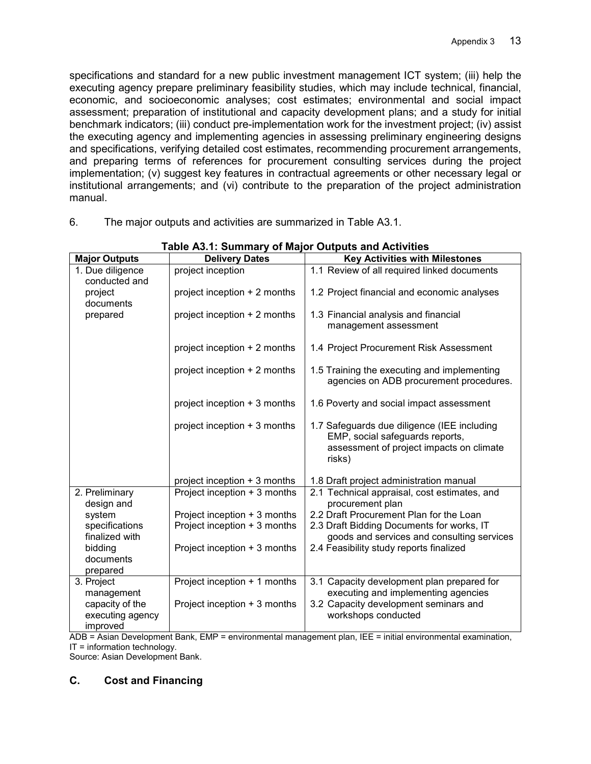specifications and standard for a new public investment management ICT system; (iii) help the executing agency prepare preliminary feasibility studies, which may include technical, financial, economic, and socioeconomic analyses; cost estimates; environmental and social impact assessment; preparation of institutional and capacity development plans; and a study for initial benchmark indicators; (iii) conduct pre-implementation work for the investment project; (iv) assist the executing agency and implementing agencies in assessing preliminary engineering designs and specifications, verifying detailed cost estimates, recommending procurement arrangements, and preparing terms of references for procurement consulting services during the project implementation; (v) suggest key features in contractual agreements or other necessary legal or institutional arrangements; and (vi) contribute to the preparation of the project administration manual.

6. The major outputs and activities are summarized in Table A3.1.

**Table A3.1: Summary of Major Outputs and Activities**

| Major Outputs | Delivery Dates | Key Activities with Milestones |
|---|---|---|
| 1. Due diligence conducted and project documents prepared | project inception | 1.1 Review of all required linked documents |
| | project inception + 2 months | 1.2 Project financial and economic analyses |
| | project inception + 2 months | 1.3 Financial analysis and financial management assessment |
| | project inception + 2 months | 1.4 Project Procurement Risk Assessment |
| | project inception + 2 months | 1.5 Training the executing and implementing agencies on ADB procurement procedures. |
| | project inception + 3 months | 1.6 Poverty and social impact assessment |
| | project inception + 3 months | 1.7 Safeguards due diligence (IEE including EMP, social safeguards reports, assessment of project impacts on climate risks) |
| | project inception + 3 months | 1.8 Draft project administration manual |
| 2. Preliminary design and system specifications finalized with bidding documents prepared | Project inception + 3 months | 2.1 Technical appraisal, cost estimates, and procurement plan |
| | Project inception + 3 months | 2.2 Draft Procurement Plan for the Loan |
| | Project inception + 3 months | 2.3 Draft Bidding Documents for works, IT goods and services and consulting services |
| | Project inception + 3 months | 2.4 Feasibility study reports finalized |
| 3. Project management capacity of the executing agency improved | Project inception + 1 months | 3.1 Capacity development plan prepared for executing and implementing agencies |
| | Project inception + 3 months | 3.2 Capacity development seminars and workshops conducted |

ADB = Asian Development Bank, EMP = environmental management plan, IEE = initial environmental examination, IT = information technology.
Source: Asian Development Bank.

## C. Cost and Financing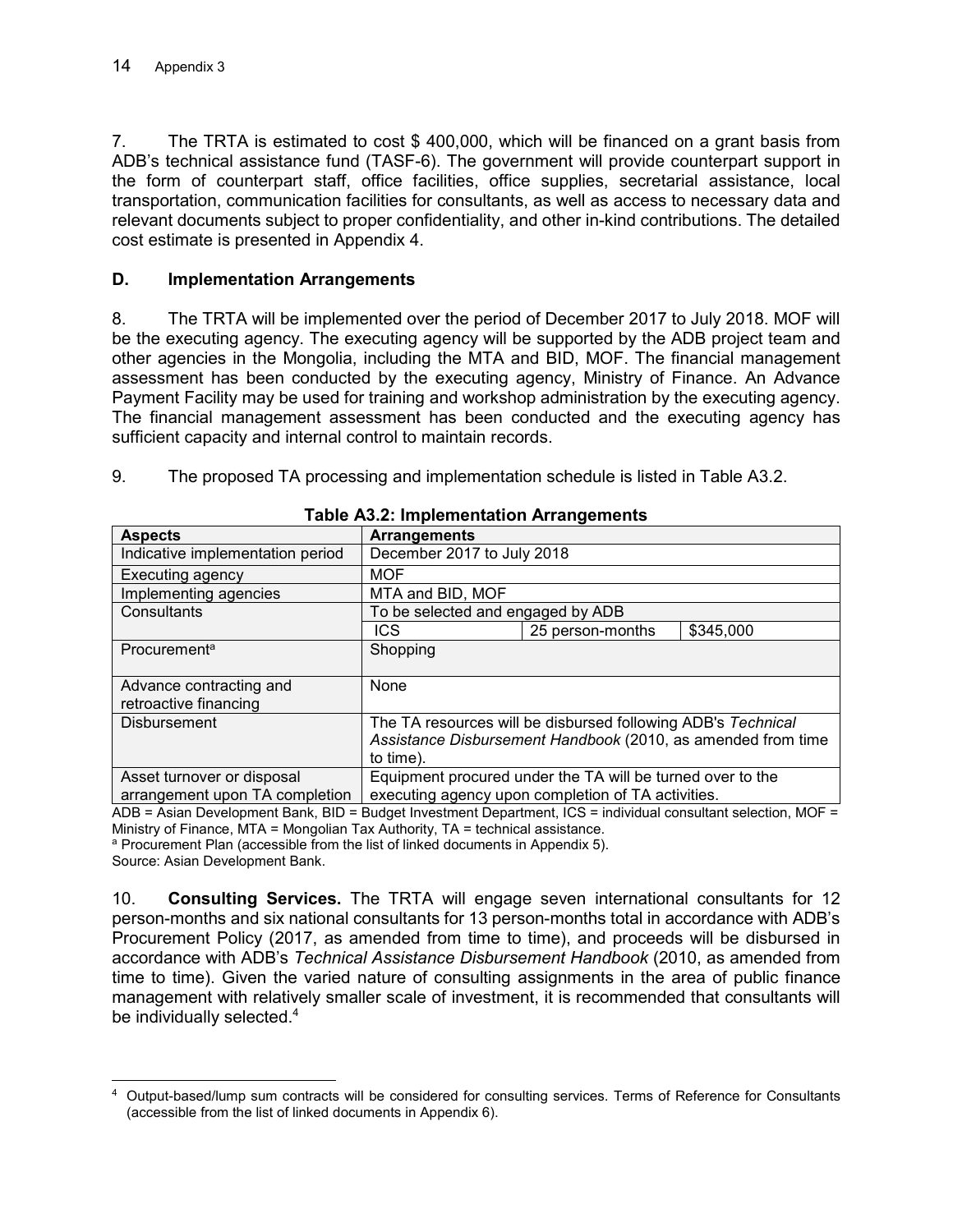7. The TRTA is estimated to cost $ 400,000, which will be financed on a grant basis from ADB's technical assistance fund (TASF-6). The government will provide counterpart support in the form of counterpart staff, office facilities, office supplies, secretarial assistance, local transportation, communication facilities for consultants, as well as access to necessary data and relevant documents subject to proper confidentiality, and other in-kind contributions. The detailed cost estimate is presented in Appendix 4.

### D. Implementation Arrangements

8. The TRTA will be implemented over the period of December 2017 to July 2018. MOF will be the executing agency. The executing agency will be supported by the ADB project team and other agencies in the Mongolia, including the MTA and BID, MOF. The financial management assessment has been conducted by the executing agency, Ministry of Finance. An Advance Payment Facility may be used for training and workshop administration by the executing agency. The financial management assessment has been conducted and the executing agency has sufficient capacity and internal control to maintain records.

9. The proposed TA processing and implementation schedule is listed in Table A3.2.

**Table A3.2: Implementation Arrangements**

| Aspects | Arrangements | | |
|---|---|---|---|
| Indicative implementation period | December 2017 to July 2018 | | |
| Executing agency | MOF | | |
| Implementing agencies | MTA and BID, MOF | | |
| Consultants | To be selected and engaged by ADB | | |
| | ICS | 25 person-months | $345,000 |
| Procurement[a] | Shopping | | |
| Advance contracting and retroactive financing | None | | |
| Disbursement | The TA resources will be disbursed following ADB's *Technical Assistance Disbursement Handbook* (2010, as amended from time to time). | | |
| Asset turnover or disposal arrangement upon TA completion | Equipment procured under the TA will be turned over to the executing agency upon completion of TA activities. | | |

ADB = Asian Development Bank, BID = Budget Investment Department, ICS = individual consultant selection, MOF = Ministry of Finance, MTA = Mongolian Tax Authority, TA = technical assistance.
[a] Procurement Plan (accessible from the list of linked documents in Appendix 5).
Source: Asian Development Bank.

10. **Consulting Services.** The TRTA will engage seven international consultants for 12 person-months and six national consultants for 13 person-months total in accordance with ADB's Procurement Policy (2017, as amended from time to time), and proceeds will be disbursed in accordance with ADB's *Technical Assistance Disbursement Handbook* (2010, as amended from time to time). Given the varied nature of consulting assignments in the area of public finance management with relatively smaller scale of investment, it is recommended that consultants will be individually selected.[4]

[4] Output-based/lump sum contracts will be considered for consulting services. Terms of Reference for Consultants (accessible from the list of linked documents in Appendix 6).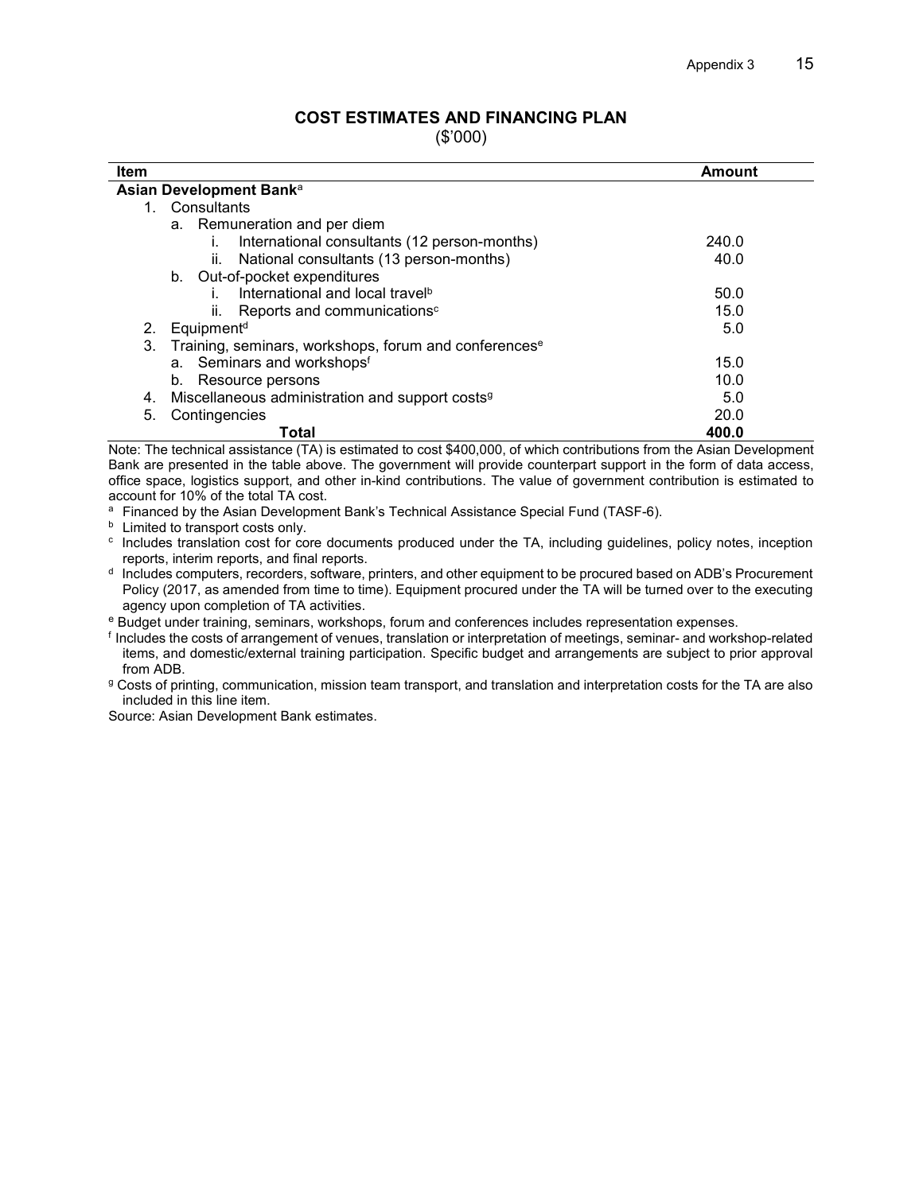## COST ESTIMATES AND FINANCING PLAN

($'000)

| Item | Amount |
|---|---|
| **Asian Development Bank**[a] | |
| 1. Consultants | |
| a. Remuneration and per diem | |
| i. International consultants (12 person-months) | 240.0 |
| ii. National consultants (13 person-months) | 40.0 |
| b. Out-of-pocket expenditures | |
| i. International and local travel[b] | 50.0 |
| ii. Reports and communications[c] | 15.0 |
| 2. Equipment[d] | 5.0 |
| 3. Training, seminars, workshops, forum and conferences[e] | |
| a. Seminars and workshops[f] | 15.0 |
| b. Resource persons | 10.0 |
| 4. Miscellaneous administration and support costs[g] | 5.0 |
| 5. Contingencies | 20.0 |
| **Total** | **400.0** |

Note: The technical assistance (TA) is estimated to cost $400,000, of which contributions from the Asian Development Bank are presented in the table above. The government will provide counterpart support in the form of data access, office space, logistics support, and other in-kind contributions. The value of government contribution is estimated to account for 10% of the total TA cost.

[a] Financed by the Asian Development Bank's Technical Assistance Special Fund (TASF-6).

[b] Limited to transport costs only.

[c] Includes translation cost for core documents produced under the TA, including guidelines, policy notes, inception reports, interim reports, and final reports.

[d] Includes computers, recorders, software, printers, and other equipment to be procured based on ADB's Procurement Policy (2017, as amended from time to time). Equipment procured under the TA will be turned over to the executing agency upon completion of TA activities.

[e] Budget under training, seminars, workshops, forum and conferences includes representation expenses.

[f] Includes the costs of arrangement of venues, translation or interpretation of meetings, seminar- and workshop-related items, and domestic/external training participation. Specific budget and arrangements are subject to prior approval from ADB.

[g] Costs of printing, communication, mission team transport, and translation and interpretation costs for the TA are also included in this line item.

Source: Asian Development Bank estimates.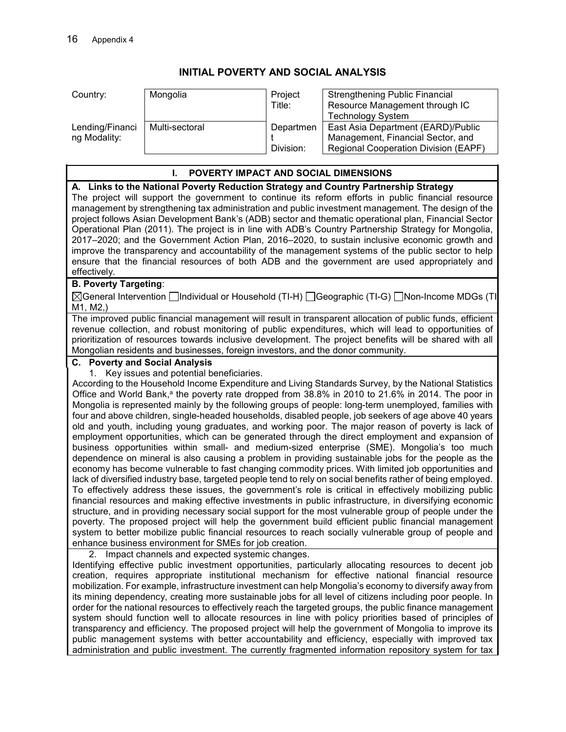# INITIAL POVERTY AND SOCIAL ANALYSIS

| Country: | Mongolia | Project Title: | Strengthening Public Financial Resource Management through IC Technology System |
|---|---|---|---|
| Lending/Financing Modality: | Multi-sectoral | Department Division: | East Asia Department (EARD)/Public Management, Financial Sector, and Regional Cooperation Division (EAPF) |

## I. POVERTY IMPACT AND SOCIAL DIMENSIONS

**A. Links to the National Poverty Reduction Strategy and Country Partnership Strategy**

The project will support the government to continue its reform efforts in public financial resource management by strengthening tax administration and public investment management. The design of the project follows Asian Development Bank's (ADB) sector and thematic operational plan, Financial Sector Operational Plan (2011). The project is in line with ADB's Country Partnership Strategy for Mongolia, 2017–2020; and the Government Action Plan, 2016–2020, to sustain inclusive economic growth and improve the transparency and accountability of the management systems of the public sector to help ensure that the financial resources of both ADB and the government are used appropriately and effectively.

**B. Poverty Targeting**:

☒General Intervention ☐Individual or Household (TI-H) ☐Geographic (TI-G) ☐Non-Income MDGs (TI M1, M2,)

The improved public financial management will result in transparent allocation of public funds, efficient revenue collection, and robust monitoring of public expenditures, which will lead to opportunities of prioritization of resources towards inclusive development. The project benefits will be shared with all Mongolian residents and businesses, foreign investors, and the donor community.

**C. Poverty and Social Analysis**

1. Key issues and potential beneficiaries.

According to the Household Income Expenditure and Living Standards Survey, by the National Statistics Office and World Bank,[a] the poverty rate dropped from 38.8% in 2010 to 21.6% in 2014. The poor in Mongolia is represented mainly by the following groups of people: long-term unemployed, families with four and above children, single-headed households, disabled people, job seekers of age above 40 years old and youth, including young graduates, and working poor. The major reason of poverty is lack of employment opportunities, which can be generated through the direct employment and expansion of business opportunities within small- and medium-sized enterprise (SME). Mongolia's too much dependence on mineral is also causing a problem in providing sustainable jobs for the people as the economy has become vulnerable to fast changing commodity prices. With limited job opportunities and lack of diversified industry base, targeted people tend to rely on social benefits rather of being employed. To effectively address these issues, the government's role is critical in effectively mobilizing public financial resources and making effective investments in public infrastructure, in diversifying economic structure, and in providing necessary social support for the most vulnerable group of people under the poverty. The proposed project will help the government build efficient public financial management system to better mobilize public financial resources to reach socially vulnerable group of people and enhance business environment for SMEs for job creation.

2. Impact channels and expected systemic changes.

Identifying effective public investment opportunities, particularly allocating resources to decent job creation, requires appropriate institutional mechanism for effective national financial resource mobilization. For example, infrastructure investment can help Mongolia's economy to diversify away from its mining dependency, creating more sustainable jobs for all level of citizens including poor people. In order for the national resources to effectively reach the targeted groups, the public finance management system should function well to allocate resources in line with policy priorities based of principles of transparency and efficiency. The proposed project will help the government of Mongolia to improve its public management systems with better accountability and efficiency, especially with improved tax administration and public investment. The currently fragmented information repository system for tax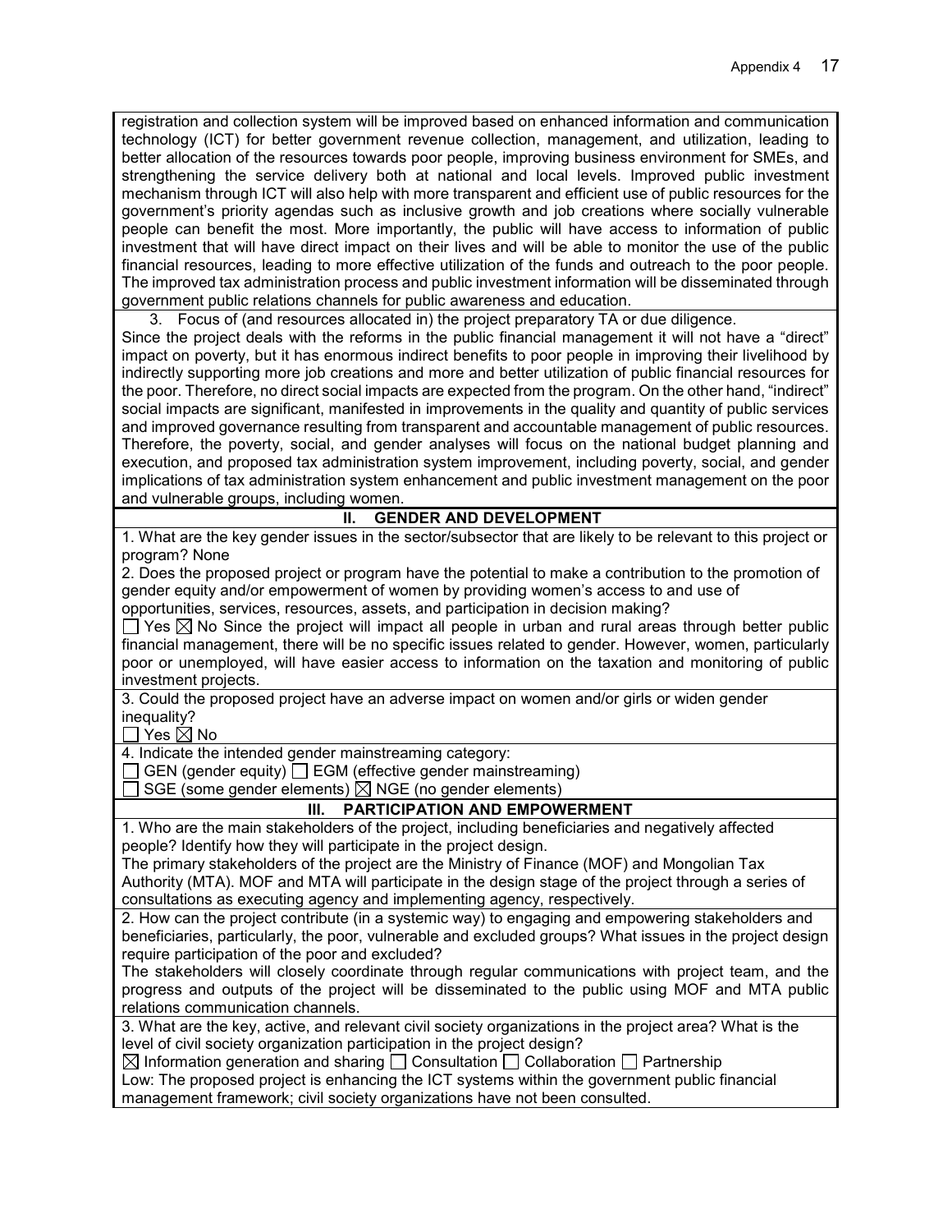registration and collection system will be improved based on enhanced information and communication technology (ICT) for better government revenue collection, management, and utilization, leading to better allocation of the resources towards poor people, improving business environment for SMEs, and strengthening the service delivery both at national and local levels. Improved public investment mechanism through ICT will also help with more transparent and efficient use of public resources for the government's priority agendas such as inclusive growth and job creations where socially vulnerable people can benefit the most. More importantly, the public will have access to information of public investment that will have direct impact on their lives and will be able to monitor the use of the public financial resources, leading to more effective utilization of the funds and outreach to the poor people. The improved tax administration process and public investment information will be disseminated through government public relations channels for public awareness and education.

3. Focus of (and resources allocated in) the project preparatory TA or due diligence.

Since the project deals with the reforms in the public financial management it will not have a "direct" impact on poverty, but it has enormous indirect benefits to poor people in improving their livelihood by indirectly supporting more job creations and more and better utilization of public financial resources for the poor. Therefore, no direct social impacts are expected from the program. On the other hand, "indirect" social impacts are significant, manifested in improvements in the quality and quantity of public services and improved governance resulting from transparent and accountable management of public resources. Therefore, the poverty, social, and gender analyses will focus on the national budget planning and execution, and proposed tax administration system improvement, including poverty, social, and gender implications of tax administration system enhancement and public investment management on the poor and vulnerable groups, including women.

## II. GENDER AND DEVELOPMENT

1. What are the key gender issues in the sector/subsector that are likely to be relevant to this project or program? None

2. Does the proposed project or program have the potential to make a contribution to the promotion of gender equity and/or empowerment of women by providing women's access to and use of opportunities, services, resources, assets, and participation in decision making?

☐ Yes ☒ No Since the project will impact all people in urban and rural areas through better public financial management, there will be no specific issues related to gender. However, women, particularly poor or unemployed, will have easier access to information on the taxation and monitoring of public investment projects.

3. Could the proposed project have an adverse impact on women and/or girls or widen gender inequality?

☐ Yes ☒ No

4. Indicate the intended gender mainstreaming category:

☐ GEN (gender equity) ☐ EGM (effective gender mainstreaming)
☐ SGE (some gender elements) ☒ NGE (no gender elements)

## III. PARTICIPATION AND EMPOWERMENT

1. Who are the main stakeholders of the project, including beneficiaries and negatively affected people? Identify how they will participate in the project design.

The primary stakeholders of the project are the Ministry of Finance (MOF) and Mongolian Tax Authority (MTA). MOF and MTA will participate in the design stage of the project through a series of consultations as executing agency and implementing agency, respectively.

2. How can the project contribute (in a systemic way) to engaging and empowering stakeholders and beneficiaries, particularly, the poor, vulnerable and excluded groups? What issues in the project design require participation of the poor and excluded?

The stakeholders will closely coordinate through regular communications with project team, and the progress and outputs of the project will be disseminated to the public using MOF and MTA public relations communication channels.

3. What are the key, active, and relevant civil society organizations in the project area? What is the level of civil society organization participation in the project design?

☒ Information generation and sharing ☐ Consultation ☐ Collaboration ☐ Partnership

Low: The proposed project is enhancing the ICT systems within the government public financial management framework; civil society organizations have not been consulted.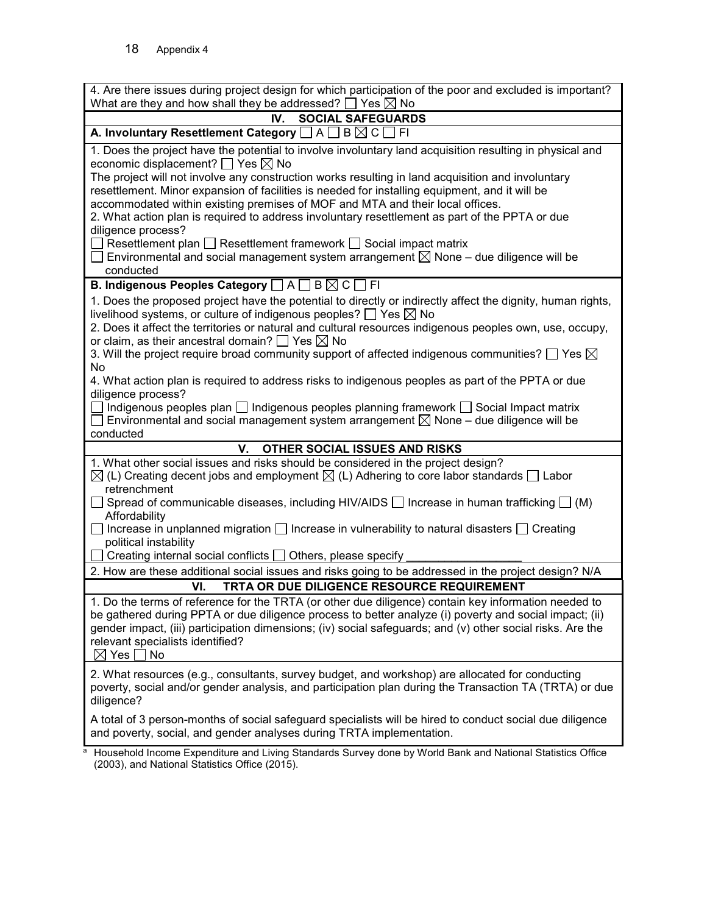4. Are there issues during project design for which participation of the poor and excluded is important? What are they and how shall they be addressed? ☐ Yes ☒ No

## IV. SOCIAL SAFEGUARDS

**A. Involuntary Resettlement Category** ☐ A ☐ B ☒ C ☐ FI

1. Does the project have the potential to involve involuntary land acquisition resulting in physical and economic displacement? ☐ Yes ☒ No
The project will not involve any construction works resulting in land acquisition and involuntary resettlement. Minor expansion of facilities is needed for installing equipment, and it will be accommodated within existing premises of MOF and MTA and their local offices.
2. What action plan is required to address involuntary resettlement as part of the PPTA or due diligence process?
☐ Resettlement plan ☐ Resettlement framework ☐ Social impact matrix
☐ Environmental and social management system arrangement ☒ None – due diligence will be conducted

**B. Indigenous Peoples Category** ☐ A ☐ B ☒ C ☐ FI

1. Does the proposed project have the potential to directly or indirectly affect the dignity, human rights, livelihood systems, or culture of indigenous peoples? ☐ Yes ☒ No
2. Does it affect the territories or natural and cultural resources indigenous peoples own, use, occupy, or claim, as their ancestral domain? ☐ Yes ☒ No
3. Will the project require broad community support of affected indigenous communities? ☐ Yes ☒ No
4. What action plan is required to address risks to indigenous peoples as part of the PPTA or due diligence process?
☐ Indigenous peoples plan ☐ Indigenous peoples planning framework ☐ Social Impact matrix
☐ Environmental and social management system arrangement ☒ None – due diligence will be conducted

## V. OTHER SOCIAL ISSUES AND RISKS

1. What other social issues and risks should be considered in the project design?
☒ (L) Creating decent jobs and employment ☒ (L) Adhering to core labor standards ☐ Labor retrenchment
☐ Spread of communicable diseases, including HIV/AIDS ☐ Increase in human trafficking ☐ (M) Affordability
☐ Increase in unplanned migration ☐ Increase in vulnerability to natural disasters ☐ Creating political instability
☐ Creating internal social conflicts ☐ Others, please specify ________________

2. How are these additional social issues and risks going to be addressed in the project design? N/A

## VI. TRTA OR DUE DILIGENCE RESOURCE REQUIREMENT

1. Do the terms of reference for the TRTA (or other due diligence) contain key information needed to be gathered during PPTA or due diligence process to better analyze (i) poverty and social impact; (ii) gender impact, (iii) participation dimensions; (iv) social safeguards; and (v) other social risks. Are the relevant specialists identified?
☒ Yes ☐ No

2. What resources (e.g., consultants, survey budget, and workshop) are allocated for conducting poverty, social and/or gender analysis, and participation plan during the Transaction TA (TRTA) or due diligence?

A total of 3 person-months of social safeguard specialists will be hired to conduct social due diligence and poverty, social, and gender analyses during TRTA implementation.

[a] Household Income Expenditure and Living Standards Survey done by World Bank and National Statistics Office (2003), and National Statistics Office (2015).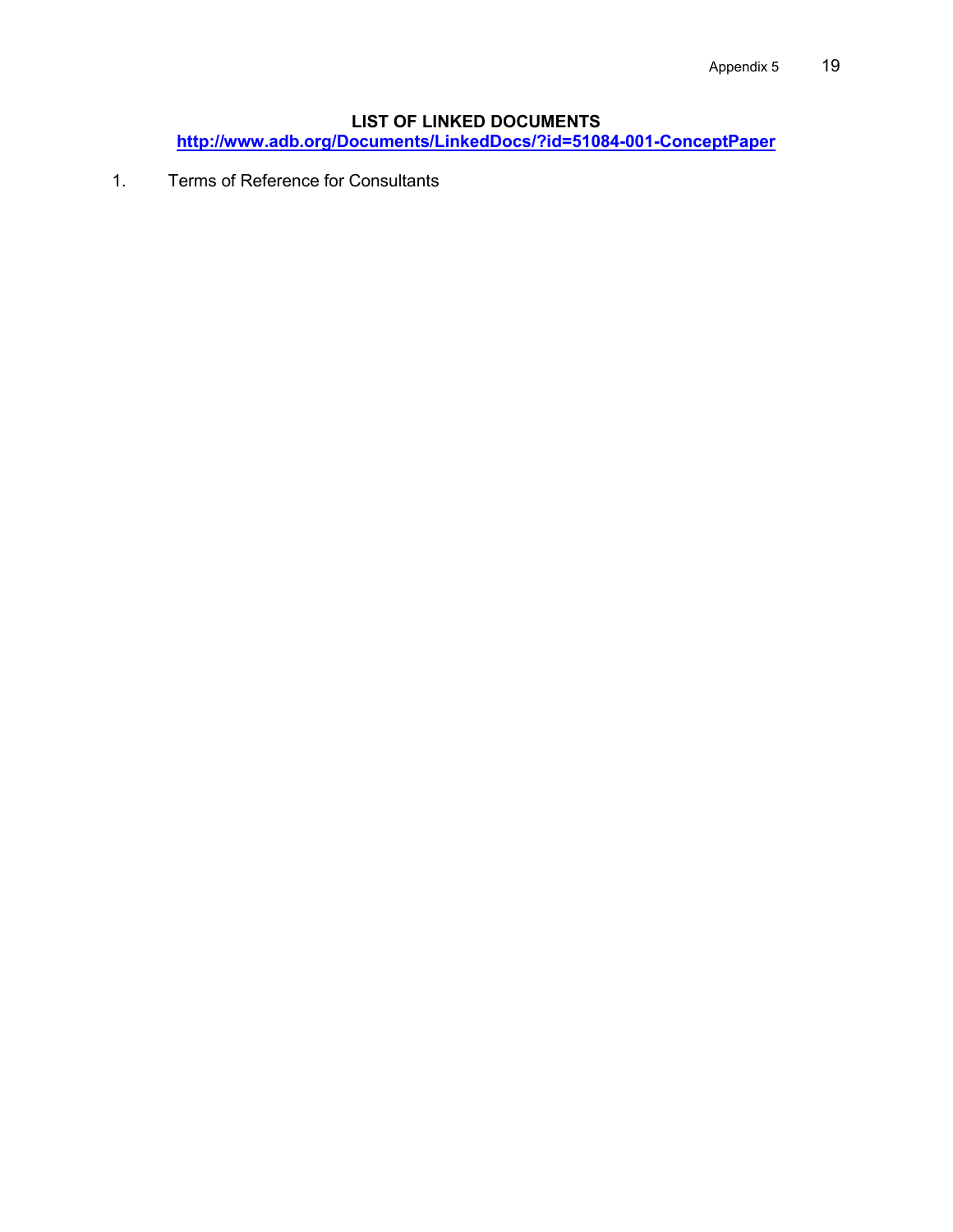**LIST OF LINKED DOCUMENTS**
**http://www.adb.org/Documents/LinkedDocs/?id=51084-001-ConceptPaper**

1. Terms of Reference for Consultants